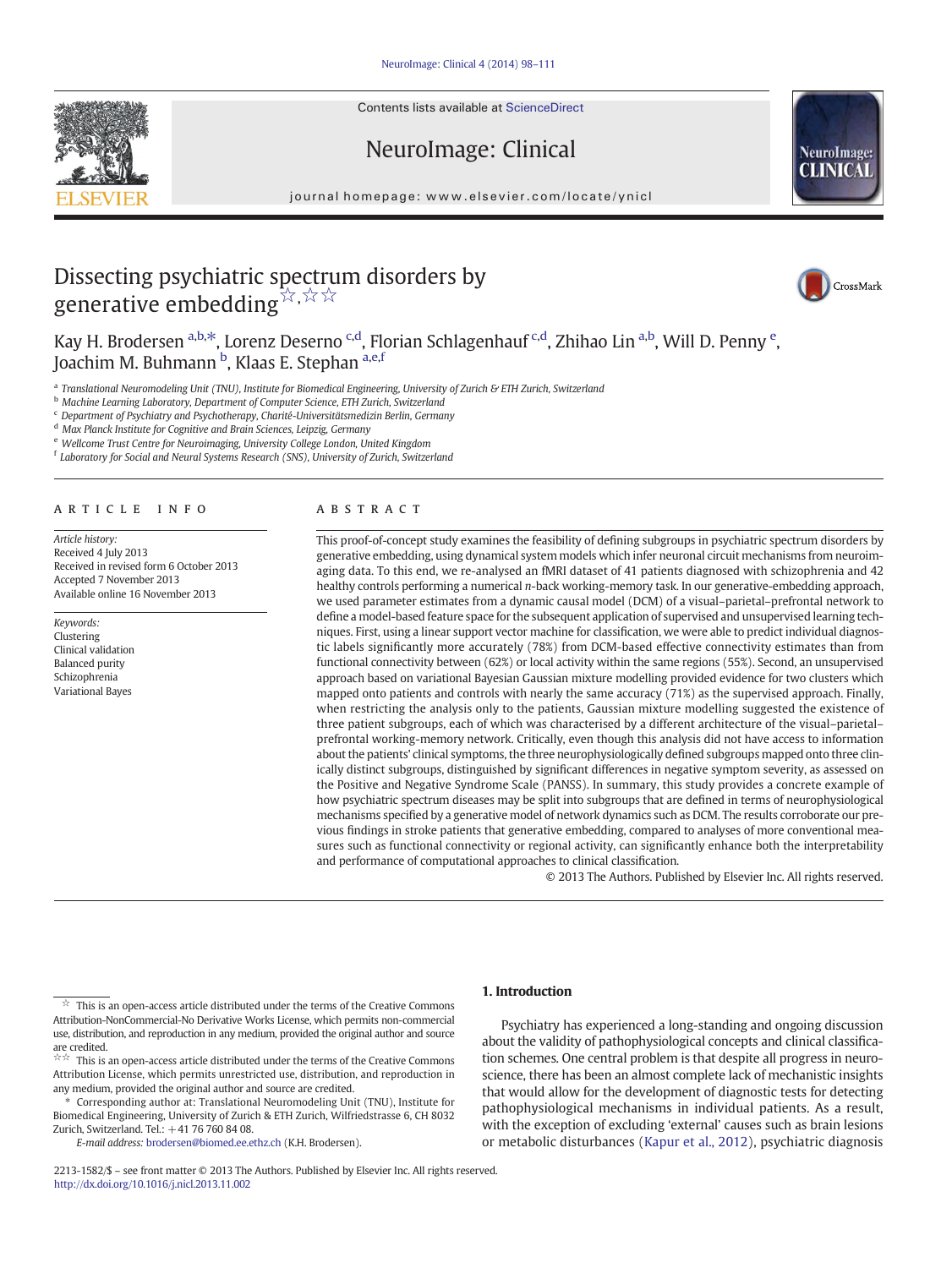# Dissecting psychiatric spectrum disorders by generative embedding☆,☆☆

Kay H. Brodersen [a,b,*], Lorenz Deserno [c,d], Florian Schlagenhauf [c,d], Zhihao Lin [a,b], Will D. Penny [e], Joachim M. Buhmann [b], Klaas E. Stephan [a,e,f]

[a] Translational Neuromodeling Unit (TNU), Institute for Biomedical Engineering, University of Zurich & ETH Zurich, Switzerland
[b] Machine Learning Laboratory, Department of Computer Science, ETH Zurich, Switzerland
[c] Department of Psychiatry and Psychotherapy, Charité-Universitätsmedizin Berlin, Germany
[d] Max Planck Institute for Cognitive and Brain Sciences, Leipzig, Germany
[e] Wellcome Trust Centre for Neuroimaging, University College London, United Kingdom
[f] Laboratory for Social and Neural Systems Research (SNS), University of Zurich, Switzerland

## ARTICLE INFO

*Article history:*
Received 4 July 2013
Received in revised form 6 October 2013
Accepted 7 November 2013
Available online 16 November 2013

*Keywords:*
Clustering
Clinical validation
Balanced purity
Schizophrenia
Variational Bayes

## ABSTRACT

This proof-of-concept study examines the feasibility of defining subgroups in psychiatric spectrum disorders by generative embedding, using dynamical system models which infer neuronal circuit mechanisms from neuroimaging data. To this end, we re-analysed an fMRI dataset of 41 patients diagnosed with schizophrenia and 42 healthy controls performing a numerical *n*-back working-memory task. In our generative-embedding approach, we used parameter estimates from a dynamic causal model (DCM) of a visual–parietal–prefrontal network to define a model-based feature space for the subsequent application of supervised and unsupervised learning techniques. First, using a linear support vector machine for classification, we were able to predict individual diagnostic labels significantly more accurately (78%) from DCM-based effective connectivity estimates than from functional connectivity between (62%) or local activity within the same regions (55%). Second, an unsupervised approach based on variational Bayesian Gaussian mixture modelling provided evidence for two clusters which mapped onto patients and controls with nearly the same accuracy (71%) as the supervised approach. Finally, when restricting the analysis only to the patients, Gaussian mixture modelling suggested the existence of three patient subgroups, each of which was characterised by a different architecture of the visual–parietal–prefrontal working-memory network. Critically, even though this analysis did not have access to information about the patients' clinical symptoms, the three neurophysiologically defined subgroups mapped onto three clinically distinct subgroups, distinguished by significant differences in negative symptom severity, as assessed on the Positive and Negative Syndrome Scale (PANSS). In summary, this study provides a concrete example of how psychiatric spectrum diseases may be split into subgroups that are defined in terms of neurophysiological mechanisms specified by a generative model of network dynamics such as DCM. The results corroborate our previous findings in stroke patients that generative embedding, compared to analyses of more conventional measures such as functional connectivity or regional activity, can significantly enhance both the interpretability and performance of computational approaches to clinical classification.

© 2013 The Authors. Published by Elsevier Inc. All rights reserved.

## 1. Introduction

Psychiatry has experienced a long-standing and ongoing discussion about the validity of pathophysiological concepts and clinical classification schemes. One central problem is that despite all progress in neuroscience, there has been an almost complete lack of mechanistic insights that would allow for the development of diagnostic tests for detecting pathophysiological mechanisms in individual patients. As a result, with the exception of excluding 'external' causes such as brain lesions or metabolic disturbances (Kapur et al., 2012), psychiatric diagnosis

---

☆ This is an open-access article distributed under the terms of the Creative Commons Attribution-NonCommercial-No Derivative Works License, which permits non-commercial use, distribution, and reproduction in any medium, provided the original author and source are credited.

☆☆ This is an open-access article distributed under the terms of the Creative Commons Attribution License, which permits unrestricted use, distribution, and reproduction in any medium, provided the original author and source are credited.

\* Corresponding author at: Translational Neuromodeling Unit (TNU), Institute for Biomedical Engineering, University of Zurich & ETH Zurich, Wilfriedstrasse 6, CH 8032 Zurich, Switzerland. Tel.: +41 76 760 84 08.

*E-mail address:* brodersen@biomed.ee.ethz.ch (K.H. Brodersen).

2213-1582/$ – see front matter © 2013 The Authors. Published by Elsevier Inc. All rights reserved.
http://dx.doi.org/10.1016/j.nicl.2013.11.002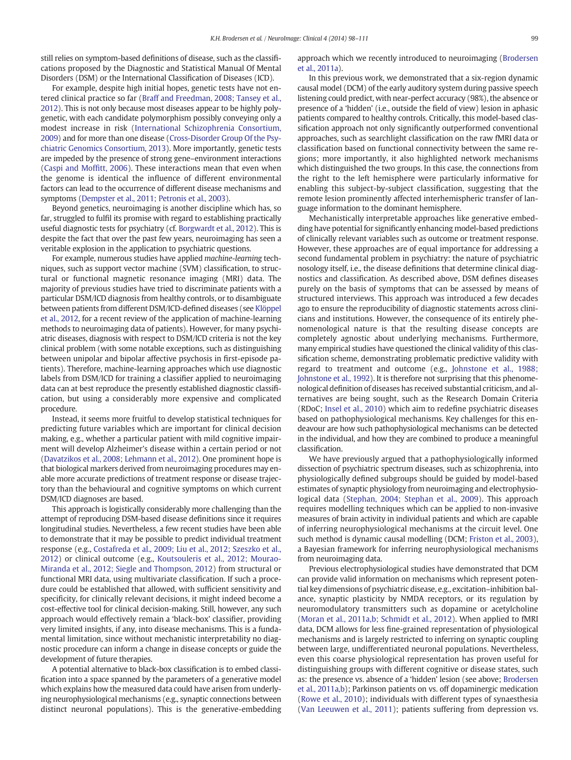still relies on symptom-based definitions of disease, such as the classifications proposed by the Diagnostic and Statistical Manual Of Mental Disorders (DSM) or the International Classification of Diseases (ICD).

For example, despite high initial hopes, genetic tests have not entered clinical practice so far (Braff and Freedman, 2008; Tansey et al., 2012). This is not only because most diseases appear to be highly polygenetic, with each candidate polymorphism possibly conveying only a modest increase in risk (International Schizophrenia Consortium, 2009) and for more than one disease (Cross-Disorder Group Of the Psychiatric Genomics Consortium, 2013). More importantly, genetic tests are impeded by the presence of strong gene–environment interactions (Caspi and Moffitt, 2006). These interactions mean that even when the genome is identical the influence of different environmental factors can lead to the occurrence of different disease mechanisms and symptoms (Dempster et al., 2011; Petronis et al., 2003).

Beyond genetics, neuroimaging is another discipline which has, so far, struggled to fulfil its promise with regard to establishing practically useful diagnostic tests for psychiatry (cf. Borgwardt et al., 2012). This is despite the fact that over the past few years, neuroimaging has seen a veritable explosion in the application to psychiatric questions.

For example, numerous studies have applied *machine-learning* techniques, such as support vector machine (SVM) classification, to structural or functional magnetic resonance imaging (MRI) data. The majority of previous studies have tried to discriminate patients with a particular DSM/ICD diagnosis from healthy controls, or to disambiguate between patients from different DSM/ICD-defined diseases (see Klöppel et al., 2012, for a recent review of the application of machine-learning methods to neuroimaging data of patients). However, for many psychiatric diseases, diagnosis with respect to DSM/ICD criteria is not the key clinical problem (with some notable exceptions, such as distinguishing between unipolar and bipolar affective psychosis in first-episode patients). Therefore, machine-learning approaches which use diagnostic labels from DSM/ICD for training a classifier applied to neuroimaging data can at best reproduce the presently established diagnostic classification, but using a considerably more expensive and complicated procedure.

Instead, it seems more fruitful to develop statistical techniques for predicting future variables which are important for clinical decision making, e.g., whether a particular patient with mild cognitive impairment will develop Alzheimer's disease within a certain period or not (Davatzikos et al., 2008; Lehmann et al., 2012). One prominent hope is that biological markers derived from neuroimaging procedures may enable more accurate predictions of treatment response or disease trajectory than the behavioural and cognitive symptoms on which current DSM/ICD diagnoses are based.

This approach is logistically considerably more challenging than the attempt of reproducing DSM-based disease definitions since it requires longitudinal studies. Nevertheless, a few recent studies have been able to demonstrate that it may be possible to predict individual treatment response (e.g., Costafreda et al., 2009; Liu et al., 2012; Szeszko et al., 2012) or clinical outcome (e.g., Koutsouleris et al., 2012; Mourao-Miranda et al., 2012; Siegle and Thompson, 2012) from structural or functional MRI data, using multivariate classification. If such a procedure could be established that allowed, with sufficient sensitivity and specificity, for clinically relevant decisions, it might indeed become a cost-effective tool for clinical decision-making. Still, however, any such approach would effectively remain a 'black-box' classifier, providing very limited insights, if any, into disease mechanisms. This is a fundamental limitation, since without mechanistic interpretability no diagnostic procedure can inform a change in disease concepts or guide the development of future therapies.

A potential alternative to black-box classification is to embed classification into a space spanned by the parameters of a generative model which explains how the measured data could have arisen from underlying neurophysiological mechanisms (e.g., synaptic connections between distinct neuronal populations). This is the generative-embedding approach which we recently introduced to neuroimaging (Brodersen et al., 2011a).

In this previous work, we demonstrated that a six-region dynamic causal model (DCM) of the early auditory system during passive speech listening could predict, with near-perfect accuracy (98%), the absence or presence of a 'hidden' (i.e., outside the field of view) lesion in aphasic patients compared to healthy controls. Critically, this model-based classification approach not only significantly outperformed conventional approaches, such as searchlight classification on the raw fMRI data or classification based on functional connectivity between the same regions; more importantly, it also highlighted network mechanisms which distinguished the two groups. In this case, the connections from the right to the left hemisphere were particularly informative for enabling this subject-by-subject classification, suggesting that the remote lesion prominently affected interhemispheric transfer of language information to the dominant hemisphere.

Mechanistically interpretable approaches like generative embedding have potential for significantly enhancing model-based predictions of clinically relevant variables such as outcome or treatment response. However, these approaches are of equal importance for addressing a second fundamental problem in psychiatry: the nature of psychiatric nosology itself, i.e., the disease definitions that determine clinical diagnostics and classification. As described above, DSM defines diseases purely on the basis of symptoms that can be assessed by means of structured interviews. This approach was introduced a few decades ago to ensure the reproducibility of diagnostic statements across clinicians and institutions. However, the consequence of its entirely phenomenological nature is that the resulting disease concepts are completely agnostic about underlying mechanisms. Furthermore, many empirical studies have questioned the clinical validity of this classification scheme, demonstrating problematic predictive validity with regard to treatment and outcome (e.g., Johnstone et al., 1988; Johnstone et al., 1992). It is therefore not surprising that this phenomenological definition of diseases has received substantial criticism, and alternatives are being sought, such as the Research Domain Criteria (RDoC; Insel et al., 2010) which aim to redefine psychiatric diseases based on pathophysiological mechanisms. Key challenges for this endeavour are how such pathophysiological mechanisms can be detected in the individual, and how they are combined to produce a meaningful classification.

We have previously argued that a pathophysiologically informed dissection of psychiatric spectrum diseases, such as schizophrenia, into physiologically defined subgroups should be guided by model-based estimates of synaptic physiology from neuroimaging and electrophysiological data (Stephan, 2004; Stephan et al., 2009). This approach requires modelling techniques which can be applied to non-invasive measures of brain activity in individual patients and which are capable of inferring neurophysiological mechanisms at the circuit level. One such method is dynamic causal modelling (DCM; Friston et al., 2003), a Bayesian framework for inferring neurophysiological mechanisms from neuroimaging data.

Previous electrophysiological studies have demonstrated that DCM can provide valid information on mechanisms which represent potential key dimensions of psychiatric disease, e.g., excitation–inhibition balance, synaptic plasticity by NMDA receptors, or its regulation by neuromodulatory transmitters such as dopamine or acetylcholine (Moran et al., 2011a,b; Schmidt et al., 2012). When applied to fMRI data, DCM allows for less fine-grained representation of physiological mechanisms and is largely restricted to inferring on synaptic coupling between large, undifferentiated neuronal populations. Nevertheless, even this coarse physiological representation has proven useful for distinguishing groups with different cognitive or disease states, such as: the presence vs. absence of a 'hidden' lesion (see above; Brodersen et al., 2011a,b); Parkinson patients on vs. off dopaminergic medication (Rowe et al., 2010); individuals with different types of synaesthesia (Van Leeuwen et al., 2011); patients suffering from depression vs.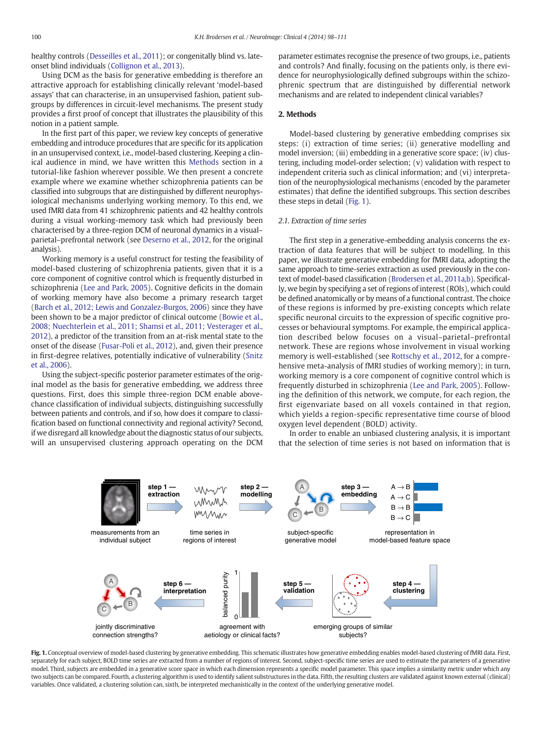healthy controls (Desseilles et al., 2011); or congenitally blind vs. late-onset blind individuals (Collignon et al., 2013).

Using DCM as the basis for generative embedding is therefore an attractive approach for establishing clinically relevant 'model-based assays' that can characterise, in an unsupervised fashion, patient subgroups by differences in circuit-level mechanisms. The present study provides a first proof of concept that illustrates the plausibility of this notion in a patient sample.

In the first part of this paper, we review key concepts of generative embedding and introduce procedures that are specific for its application in an unsupervised context, i.e., model-based clustering. Keeping a clinical audience in mind, we have written this Methods section in a tutorial-like fashion wherever possible. We then present a concrete example where we examine whether schizophrenia patients can be classified into subgroups that are distinguished by different neurophysiological mechanisms underlying working memory. To this end, we used fMRI data from 41 schizophrenic patients and 42 healthy controls during a visual working-memory task which had previously been characterised by a three-region DCM of neuronal dynamics in a visual–parietal–prefrontal network (see Deserno et al., 2012, for the original analysis).

Working memory is a useful construct for testing the feasibility of model-based clustering of schizophrenia patients, given that it is a core component of cognitive control which is frequently disturbed in schizophrenia (Lee and Park, 2005). Cognitive deficits in the domain of working memory have also become a primary research target (Barch et al., 2012; Lewis and Gonzalez-Burgos, 2006) since they have been shown to be a major predictor of clinical outcome (Bowie et al., 2008; Nuechterlein et al., 2011; Shamsi et al., 2011; Vesterager et al., 2012), a predictor of the transition from an at-risk mental state to the onset of the disease (Fusar-Poli et al., 2012), and, given their presence in first-degree relatives, potentially indicative of vulnerability (Snitz et al., 2006).

Using the subject-specific posterior parameter estimates of the original model as the basis for generative embedding, we address three questions. First, does this simple three-region DCM enable above-chance classification of individual subjects, distinguishing successfully between patients and controls, and if so, how does it compare to classification based on functional connectivity and regional activity? Second, if we disregard all knowledge about the diagnostic status of our subjects, will an unsupervised clustering approach operating on the DCM parameter estimates recognise the presence of two groups, i.e., patients and controls? And finally, focusing on the patients only, is there evidence for neurophysiologically defined subgroups within the schizophrenic spectrum that are distinguished by differential network mechanisms and are related to independent clinical variables?

## 2. Methods

Model-based clustering by generative embedding comprises six steps: (i) extraction of time series; (ii) generative modelling and model inversion; (iii) embedding in a generative score space; (iv) clustering, including model-order selection; (v) validation with respect to independent criteria such as clinical information; and (vi) interpretation of the neurophysiological mechanisms (encoded by the parameter estimates) that define the identified subgroups. This section describes these steps in detail (Fig. 1).

### 2.1. Extraction of time series

The first step in a generative-embedding analysis concerns the extraction of data features that will be subject to modelling. In this paper, we illustrate generative embedding for fMRI data, adopting the same approach to time-series extraction as used previously in the context of model-based classification (Brodersen et al., 2011a,b). Specifically, we begin by specifying a set of regions of interest (ROIs), which could be defined anatomically or by means of a functional contrast. The choice of these regions is informed by pre-existing concepts which relate specific neuronal circuits to the expression of specific cognitive processes or behavioural symptoms. For example, the empirical application described below focuses on a visual–parietal–prefrontal network. These are regions whose involvement in visual working memory is well-established (see Rottschy et al., 2012, for a comprehensive meta-analysis of fMRI studies of working memory); in turn, working memory is a core component of cognitive control which is frequently disturbed in schizophrenia (Lee and Park, 2005). Following the definition of this network, we compute, for each region, the first eigenvariate based on all voxels contained in that region, which yields a region-specific representative time course of blood oxygen level dependent (BOLD) activity.

In order to enable an unbiased clustering analysis, it is important that the selection of time series is not based on information that is

step 1 — extraction
measurements from an individual subject
step 2 — modelling
time series in regions of interest
step 3 — embedding
subject-specific generative model
A → B
A → C
B → B
B → C
representation in model-based feature space
step 4 — clustering
emerging groups of similar subjects?
step 5 — validation
balanced purity
1
0
agreement with aetiology or clinical facts?
step 6 — interpretation
jointly discriminative connection strengths?

**Fig. 1.** Conceptual overview of model-based clustering by generative embedding. This schematic illustrates how generative embedding enables model-based clustering of fMRI data. First, separately for each subject, BOLD time series are extracted from a number of regions of interest. Second, subject-specific time series are used to estimate the parameters of a generative model. Third, subjects are embedded in a generative score space in which each dimension represents a specific model parameter. This space implies a similarity metric under which any two subjects can be compared. Fourth, a clustering algorithm is used to identify salient substructures in the data. Fifth, the resulting clusters are validated against known external (clinical) variables. Once validated, a clustering solution can, sixth, be interpreted mechanistically in the context of the underlying generative model.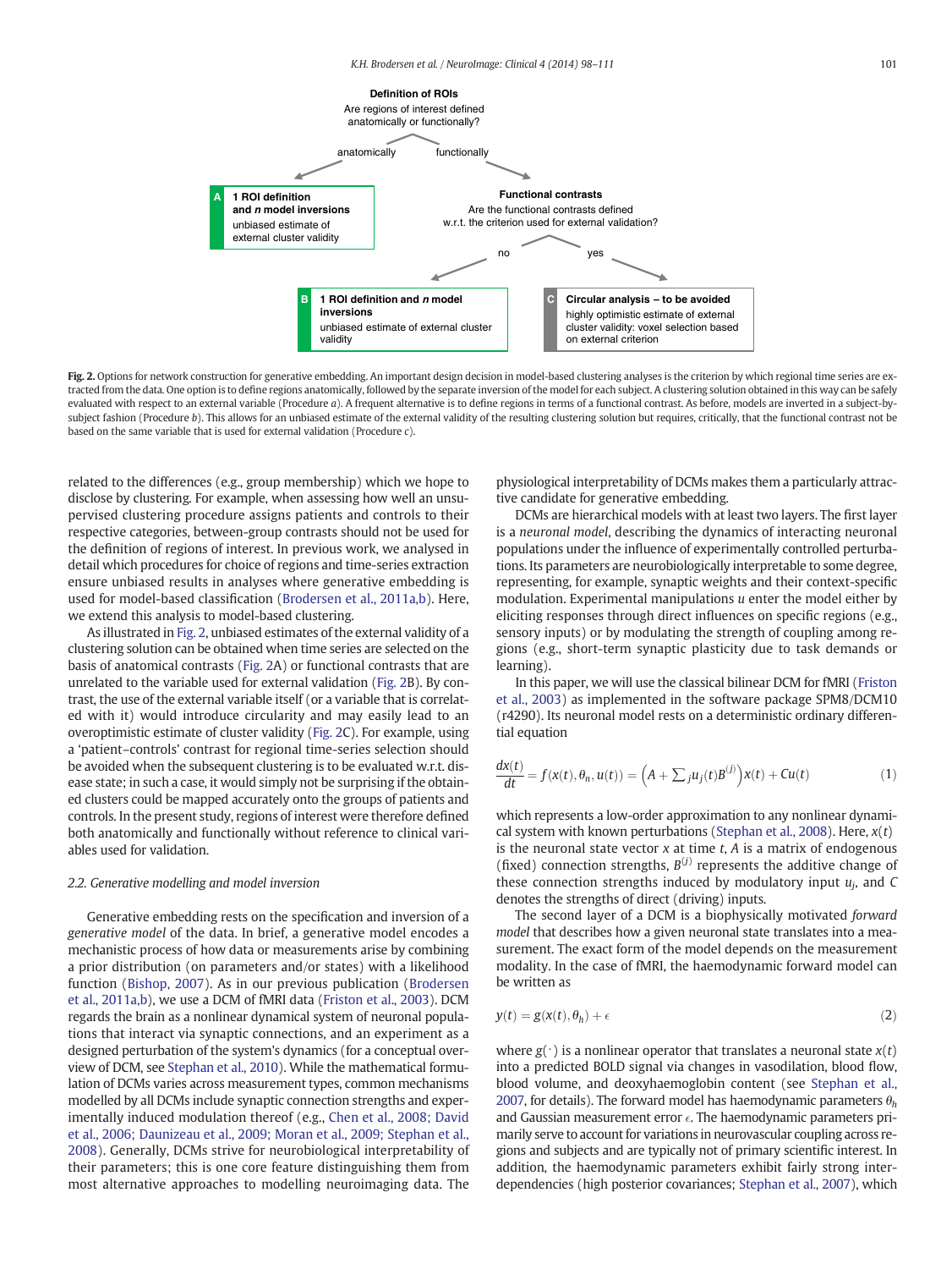**Definition of ROIs**
Are regions of interest defined anatomically or functionally?

anatomically → **A** **1 ROI definition and *n* model inversions** — unbiased estimate of external cluster validity

functionally → **Functional contrasts**
Are the functional contrasts defined w.r.t. the criterion used for external validation?

no → **B** **1 ROI definition and *n* model inversions** — unbiased estimate of external cluster validity

yes → **C** **Circular analysis – to be avoided** — highly optimistic estimate of external cluster validity: voxel selection based on external criterion

**Fig. 2.** Options for network construction for generative embedding. An important design decision in model-based clustering analyses is the criterion by which regional time series are extracted from the data. One option is to define regions anatomically, followed by the separate inversion of the model for each subject. A clustering solution obtained in this way can be safely evaluated with respect to an external variable (Procedure *a*). A frequent alternative is to define regions in terms of a functional contrast. As before, models are inverted in a subject-by-subject fashion (Procedure *b*). This allows for an unbiased estimate of the external validity of the resulting clustering solution but requires, critically, that the functional contrast not be based on the same variable that is used for external validation (Procedure *c*).

related to the differences (e.g., group membership) which we hope to disclose by clustering. For example, when assessing how well an unsupervised clustering procedure assigns patients and controls to their respective categories, between-group contrasts should not be used for the definition of regions of interest. In previous work, we analysed in detail which procedures for choice of regions and time-series extraction ensure unbiased results in analyses where generative embedding is used for model-based classification (Brodersen et al., 2011a,b). Here, we extend this analysis to model-based clustering.

As illustrated in Fig. 2, unbiased estimates of the external validity of a clustering solution can be obtained when time series are selected on the basis of anatomical contrasts (Fig. 2A) or functional contrasts that are unrelated to the variable used for external validation (Fig. 2B). By contrast, the use of the external variable itself (or a variable that is correlated with it) would introduce circularity and may easily lead to an overoptimistic estimate of cluster validity (Fig. 2C). For example, using a 'patient–controls' contrast for regional time-series selection should be avoided when the subsequent clustering is to be evaluated w.r.t. disease state; in such a case, it would simply not be surprising if the obtained clusters could be mapped accurately onto the groups of patients and controls. In the present study, regions of interest were therefore defined both anatomically and functionally without reference to clinical variables used for validation.

### 2.2. Generative modelling and model inversion

Generative embedding rests on the specification and inversion of a *generative model* of the data. In brief, a generative model encodes a mechanistic process of how data or measurements arise by combining a prior distribution (on parameters and/or states) with a likelihood function (Bishop, 2007). As in our previous publication (Brodersen et al., 2011a,b), we use a DCM of fMRI data (Friston et al., 2003). DCM regards the brain as a nonlinear dynamical system of neuronal populations that interact via synaptic connections, and an experiment as a designed perturbation of the system's dynamics (for a conceptual overview of DCM, see Stephan et al., 2010). While the mathematical formulation of DCMs varies across measurement types, common mechanisms modelled by all DCMs include synaptic connection strengths and experimentally induced modulation thereof (e.g., Chen et al., 2008; David et al., 2006; Daunizeau et al., 2009; Moran et al., 2009; Stephan et al., 2008). Generally, DCMs strive for neurobiological interpretability of their parameters; this is one core feature distinguishing them from most alternative approaches to modelling neuroimaging data. The physiological interpretability of DCMs makes them a particularly attractive candidate for generative embedding.

DCMs are hierarchical models with at least two layers. The first layer is a *neuronal model*, describing the dynamics of interacting neuronal populations under the influence of experimentally controlled perturbations. Its parameters are neurobiologically interpretable to some degree, representing, for example, synaptic weights and their context-specific modulation. Experimental manipulations $u$ enter the model either by eliciting responses through direct influences on specific regions (e.g., sensory inputs) or by modulating the strength of coupling among regions (e.g., short-term synaptic plasticity due to task demands or learning).

In this paper, we will use the classical bilinear DCM for fMRI (Friston et al., 2003) as implemented in the software package SPM8/DCM10 (r4290). Its neuronal model rests on a deterministic ordinary differential equation

$$\frac{dx(t)}{dt} = f(x(t), \theta_n, u(t)) = \left(A + \sum_j u_j(t)B^{(j)}\right)x(t) + Cu(t) \tag{1}$$

which represents a low-order approximation to any nonlinear dynamical system with known perturbations (Stephan et al., 2008). Here, $x(t)$ is the neuronal state vector $x$ at time $t$, $A$ is a matrix of endogenous (fixed) connection strengths, $B^{(j)}$ represents the additive change of these connection strengths induced by modulatory input $u_j$, and $C$ denotes the strengths of direct (driving) inputs.

The second layer of a DCM is a biophysically motivated *forward model* that describes how a given neuronal state translates into a measurement. The exact form of the model depends on the measurement modality. In the case of fMRI, the haemodynamic forward model can be written as

$$y(t) = g(x(t), \theta_h) + \epsilon \tag{2}$$

where $g(\cdot)$ is a nonlinear operator that translates a neuronal state $x(t)$ into a predicted BOLD signal via changes in vasodilation, blood flow, blood volume, and deoxyhaemoglobin content (see Stephan et al., 2007, for details). The forward model has haemodynamic parameters $\theta_h$ and Gaussian measurement error $\epsilon$. The haemodynamic parameters primarily serve to account for variations in neurovascular coupling across regions and subjects and are typically not of primary scientific interest. In addition, the haemodynamic parameters exhibit fairly strong interdependencies (high posterior covariances; Stephan et al., 2007), which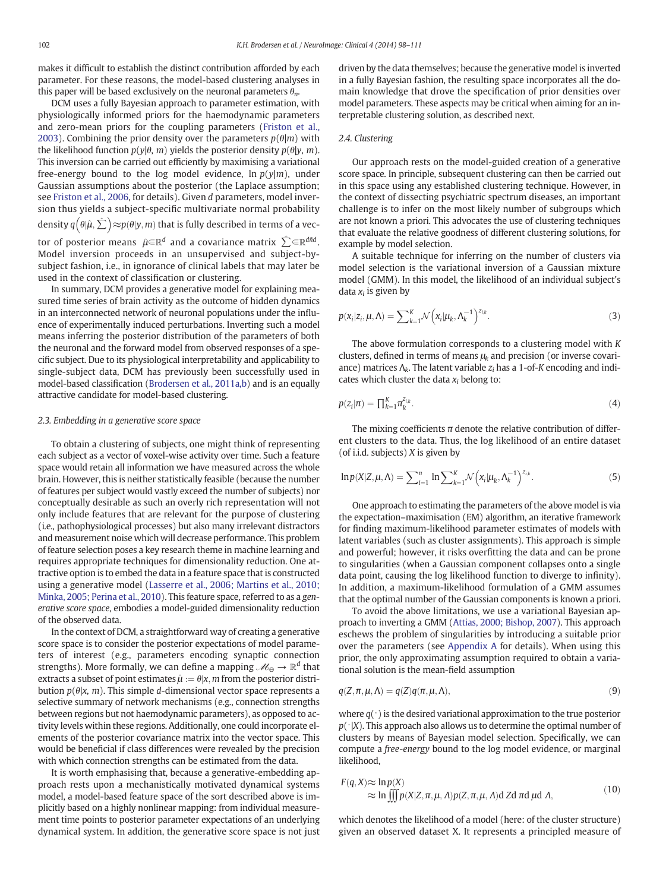makes it difficult to establish the distinct contribution afforded by each parameter. For these reasons, the model-based clustering analyses in this paper will be based exclusively on the neuronal parameters $\theta_n$.

DCM uses a fully Bayesian approach to parameter estimation, with physiologically informed priors for the haemodynamic parameters and zero-mean priors for the coupling parameters (Friston et al., 2003). Combining the prior density over the parameters $p(\theta|m)$ with the likelihood function $p(y|\theta, m)$ yields the posterior density $p(\theta|y, m)$. This inversion can be carried out efficiently by maximising a variational free-energy bound to the log model evidence, $\ln p(y|m)$, under Gaussian assumptions about the posterior (the Laplace assumption; see Friston et al., 2006, for details). Given $d$ parameters, model inversion thus yields a subject-specific multivariate normal probability density $q\left(\theta|\hat{\mu}, \hat{\Sigma}\right) \approx p(\theta|y, m)$ that is fully described in terms of a vector of posterior means $\hat{\mu} \in \mathbb{R}^d$ and a covariance matrix $\hat{\Sigma} \in \mathbb{R}^{d \times d}$. Model inversion proceeds in an unsupervised and subject-by-subject fashion, i.e., in ignorance of clinical labels that may later be used in the context of classification or clustering.

In summary, DCM provides a generative model for explaining measured time series of brain activity as the outcome of hidden dynamics in an interconnected network of neuronal populations under the influence of experimentally induced perturbations. Inverting such a model means inferring the posterior distribution of the parameters of both the neuronal and the forward model from observed responses of a specific subject. Due to its physiological interpretability and applicability to single-subject data, DCM has previously been successfully used in model-based classification (Brodersen et al., 2011a,b) and is an equally attractive candidate for model-based clustering.

### 2.3. Embedding in a generative score space

To obtain a clustering of subjects, one might think of representing each subject as a vector of voxel-wise activity over time. Such a feature space would retain all information we have measured across the whole brain. However, this is neither statistically feasible (because the number of features per subject would vastly exceed the number of subjects) nor conceptually desirable as such an overly rich representation will not only include features that are relevant for the purpose of clustering (i.e., pathophysiological processes) but also many irrelevant distractors and measurement noise which will decrease performance. This problem of feature selection poses a key research theme in machine learning and requires appropriate techniques for dimensionality reduction. One attractive option is to embed the data in a feature space that is constructed using a generative model (Lasserre et al., 2006; Martins et al., 2010; Minka, 2005; Perina et al., 2010). This feature space, referred to as a *generative score space*, embodies a model-guided dimensionality reduction of the observed data.

In the context of DCM, a straightforward way of creating a generative score space is to consider the posterior expectations of model parameters of interest (e.g., parameters encoding synaptic connection strengths). More formally, we can define a mapping $\mathscr{M}_\Theta \rightarrow \mathbb{R}^d$ that extracts a subset of point estimates $\hat{\mu} := \theta|x, m$ from the posterior distribution $p(\theta|x, m)$. This simple $d$-dimensional vector space represents a selective summary of network mechanisms (e.g., connection strengths between regions but not haemodynamic parameters), as opposed to activity levels within these regions. Additionally, one could incorporate elements of the posterior covariance matrix into the vector space. This would be beneficial if class differences were revealed by the precision with which connection strengths can be estimated from the data.

It is worth emphasising that, because a generative-embedding approach rests upon a mechanistically motivated dynamical systems model, a model-based feature space of the sort described above is implicitly based on a highly nonlinear mapping: from individual measurement time points to posterior parameter expectations of an underlying dynamical system. In addition, the generative score space is not just driven by the data themselves; because the generative model is inverted in a fully Bayesian fashion, the resulting space incorporates all the domain knowledge that drove the specification of prior densities over model parameters. These aspects may be critical when aiming for an interpretable clustering solution, as described next.

### 2.4. Clustering

Our approach rests on the model-guided creation of a generative score space. In principle, subsequent clustering can then be carried out in this space using any established clustering technique. However, in the context of dissecting psychiatric spectrum diseases, an important challenge is to infer on the most likely number of subgroups which are not known a priori. This advocates the use of clustering techniques that evaluate the relative goodness of different clustering solutions, for example by model selection.

A suitable technique for inferring on the number of clusters via model selection is the variational inversion of a Gaussian mixture model (GMM). In this model, the likelihood of an individual subject's data $x_i$ is given by

$$p(x_i|z_i, \mu, \Lambda) = \sum_{k=1}^{K} \mathcal{N}\left(x_i|\mu_k, \Lambda_k^{-1}\right)^{z_{ik}}. \tag{3}$$

The above formulation corresponds to a clustering model with $K$ clusters, defined in terms of means $\mu_k$ and precision (or inverse covariance) matrices $\Lambda_k$. The latent variable $z_i$ has a 1-of-$K$ encoding and indicates which cluster the data $x_i$ belong to:

$$p(z_i|\pi) = \prod_{k=1}^{K} \pi_k^{z_{ik}}. \tag{4}$$

The mixing coefficients $\pi$ denote the relative contribution of different clusters to the data. Thus, the log likelihood of an entire dataset (of i.i.d. subjects) $X$ is given by

$$\ln p(X|Z, \mu, \Lambda) = \sum_{i=1}^{n} \ln \sum_{k=1}^{K} \mathcal{N}\left(x_i|\mu_k, \Lambda_k^{-1}\right)^{z_{ik}}. \tag{5}$$

One approach to estimating the parameters of the above model is via the expectation–maximisation (EM) algorithm, an iterative framework for finding maximum-likelihood parameter estimates of models with latent variables (such as cluster assignments). This approach is simple and powerful; however, it risks overfitting the data and can be prone to singularities (when a Gaussian component collapses onto a single data point, causing the log likelihood function to diverge to infinity). In addition, a maximum-likelihood formulation of a GMM assumes that the optimal number of the Gaussian components is known a priori.

To avoid the above limitations, we use a variational Bayesian approach to inverting a GMM (Attias, 2000; Bishop, 2007). This approach eschews the problem of singularities by introducing a suitable prior over the parameters (see Appendix A for details). When using this prior, the only approximating assumption required to obtain a variational solution is the mean-field assumption

$$q(Z, \pi, \mu, \Lambda) = q(Z)q(\pi, \mu, \Lambda), \tag{9}$$

where $q(\cdot)$ is the desired variational approximation to the true posterior $p(\cdot|X)$. This approach also allows us to determine the optimal number of clusters by means of Bayesian model selection. Specifically, we can compute a *free-energy* bound to the log model evidence, or marginal likelihood,

$$\begin{aligned} F(q, X) &\approx \ln p(X) \\ &\approx \ln \iiint p(X|Z, \pi, \mu, \Lambda) p(Z, \pi, \mu, \Lambda) \mathrm{d}Z \, \mathrm{d}\pi \, \mathrm{d}\mu \, \mathrm{d}\Lambda, \end{aligned} \tag{10}$$

which denotes the likelihood of a model (here: of the cluster structure) given an observed dataset X. It represents a principled measure of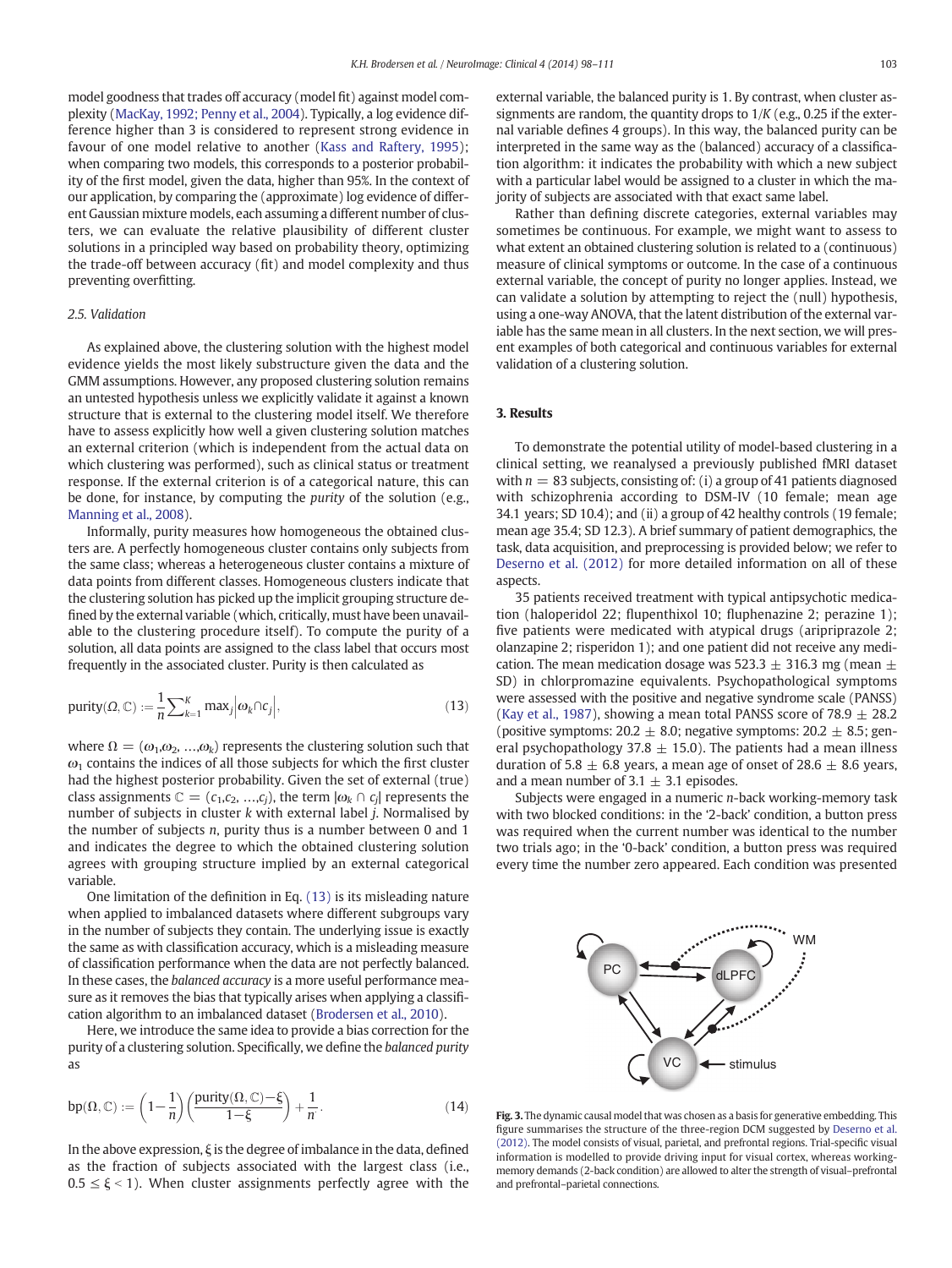model goodness that trades off accuracy (model fit) against model complexity (MacKay, 1992; Penny et al., 2004). Typically, a log evidence difference higher than 3 is considered to represent strong evidence in favour of one model relative to another (Kass and Raftery, 1995); when comparing two models, this corresponds to a posterior probability of the first model, given the data, higher than 95%. In the context of our application, by comparing the (approximate) log evidence of different Gaussian mixture models, each assuming a different number of clusters, we can evaluate the relative plausibility of different cluster solutions in a principled way based on probability theory, optimizing the trade-off between accuracy (fit) and model complexity and thus preventing overfitting.

### 2.5. Validation

As explained above, the clustering solution with the highest model evidence yields the most likely substructure given the data and the GMM assumptions. However, any proposed clustering solution remains an untested hypothesis unless we explicitly validate it against a known structure that is external to the clustering model itself. We therefore have to assess explicitly how well a given clustering solution matches an external criterion (which is independent from the actual data on which clustering was performed), such as clinical status or treatment response. If the external criterion is of a categorical nature, this can be done, for instance, by computing the *purity* of the solution (e.g., Manning et al., 2008).

Informally, purity measures how homogeneous the obtained clusters are. A perfectly homogeneous cluster contains only subjects from the same class; whereas a heterogeneous cluster contains a mixture of data points from different classes. Homogeneous clusters indicate that the clustering solution has picked up the implicit grouping structure defined by the external variable (which, critically, must have been unavailable to the clustering procedure itself). To compute the purity of a solution, all data points are assigned to the class label that occurs most frequently in the associated cluster. Purity is then calculated as

$$\text{purity}(\Omega, \mathbb{C}) := \frac{1}{n}\sum_{k=1}^{K} \max_j \left|\omega_k \cap c_j\right|, \tag{13}$$

where $\Omega = (\omega_1, \omega_2, \ldots, \omega_k)$ represents the clustering solution such that $\omega_1$ contains the indices of all those subjects for which the first cluster had the highest posterior probability. Given the set of external (true) class assignments $\mathbb{C} = (c_1, c_2, \ldots, c_j)$, the term $|\omega_k \cap c_j|$ represents the number of subjects in cluster $k$ with external label $j$. Normalised by the number of subjects $n$, purity thus is a number between 0 and 1 and indicates the degree to which the obtained clustering solution agrees with grouping structure implied by an external categorical variable.

One limitation of the definition in Eq. (13) is its misleading nature when applied to imbalanced datasets where different subgroups vary in the number of subjects they contain. The underlying issue is exactly the same as with classification accuracy, which is a misleading measure of classification performance when the data are not perfectly balanced. In these cases, the *balanced accuracy* is a more useful performance measure as it removes the bias that typically arises when applying a classification algorithm to an imbalanced dataset (Brodersen et al., 2010).

Here, we introduce the same idea to provide a bias correction for the purity of a clustering solution. Specifically, we define the *balanced purity* as

$$\text{bp}(\Omega, \mathbb{C}) := \left(1 - \frac{1}{n}\right)\left(\frac{\text{purity}(\Omega, \mathbb{C}) - \xi}{1 - \xi}\right) + \frac{1}{n}. \tag{14}$$

In the above expression, $\xi$ is the degree of imbalance in the data, defined as the fraction of subjects associated with the largest class (i.e., $0.5 \le \xi < 1$). When cluster assignments perfectly agree with the external variable, the balanced purity is 1. By contrast, when cluster assignments are random, the quantity drops to $1/K$ (e.g., 0.25 if the external variable defines 4 groups). In this way, the balanced purity can be interpreted in the same way as the (balanced) accuracy of a classification algorithm: it indicates the probability with which a new subject with a particular label would be assigned to a cluster in which the majority of subjects are associated with that exact same label.

Rather than defining discrete categories, external variables may sometimes be continuous. For example, we might want to assess to what extent an obtained clustering solution is related to a (continuous) measure of clinical symptoms or outcome. In the case of a continuous external variable, the concept of purity no longer applies. Instead, we can validate a solution by attempting to reject the (null) hypothesis, using a one-way ANOVA, that the latent distribution of the external variable has the same mean in all clusters. In the next section, we will present examples of both categorical and continuous variables for external validation of a clustering solution.

## 3. Results

To demonstrate the potential utility of model-based clustering in a clinical setting, we reanalysed a previously published fMRI dataset with $n = 83$ subjects, consisting of: (i) a group of 41 patients diagnosed with schizophrenia according to DSM-IV (10 female; mean age 34.1 years; SD 10.4); and (ii) a group of 42 healthy controls (19 female; mean age 35.4; SD 12.3). A brief summary of patient demographics, the task, data acquisition, and preprocessing is provided below; we refer to Deserno et al. (2012) for more detailed information on all of these aspects.

35 patients received treatment with typical antipsychotic medication (haloperidol 22; flupenthixol 10; fluphenazine 2; perazine 1); five patients were medicated with atypical drugs (aripriprazole 2; olanzapine 2; risperidon 1); and one patient did not receive any medication. The mean medication dosage was $523.3 \pm 316.3$ mg (mean $\pm$ SD) in chlorpromazine equivalents. Psychopathological symptoms were assessed with the positive and negative syndrome scale (PANSS) (Kay et al., 1987), showing a mean total PANSS score of $78.9 \pm 28.2$ (positive symptoms: $20.2 \pm 8.0$; negative symptoms: $20.2 \pm 8.5$; general psychopathology $37.8 \pm 15.0$). The patients had a mean illness duration of $5.8 \pm 6.8$ years, a mean age of onset of $28.6 \pm 8.6$ years, and a mean number of $3.1 \pm 3.1$ episodes.

Subjects were engaged in a numeric $n$-back working-memory task with two blocked conditions: in the '2-back' condition, a button press was required when the current number was identical to the number two trials ago; in the '0-back' condition, a button press was required every time the number zero appeared. Each condition was presented

**Fig. 3.** The dynamic causal model that was chosen as a basis for generative embedding. This figure summarises the structure of the three-region DCM suggested by Deserno et al. (2012). The model consists of visual, parietal, and prefrontal regions. Trial-specific visual information is modelled to provide driving input for visual cortex, whereas working-memory demands (2-back condition) are allowed to alter the strength of visual–prefrontal and prefrontal–parietal connections.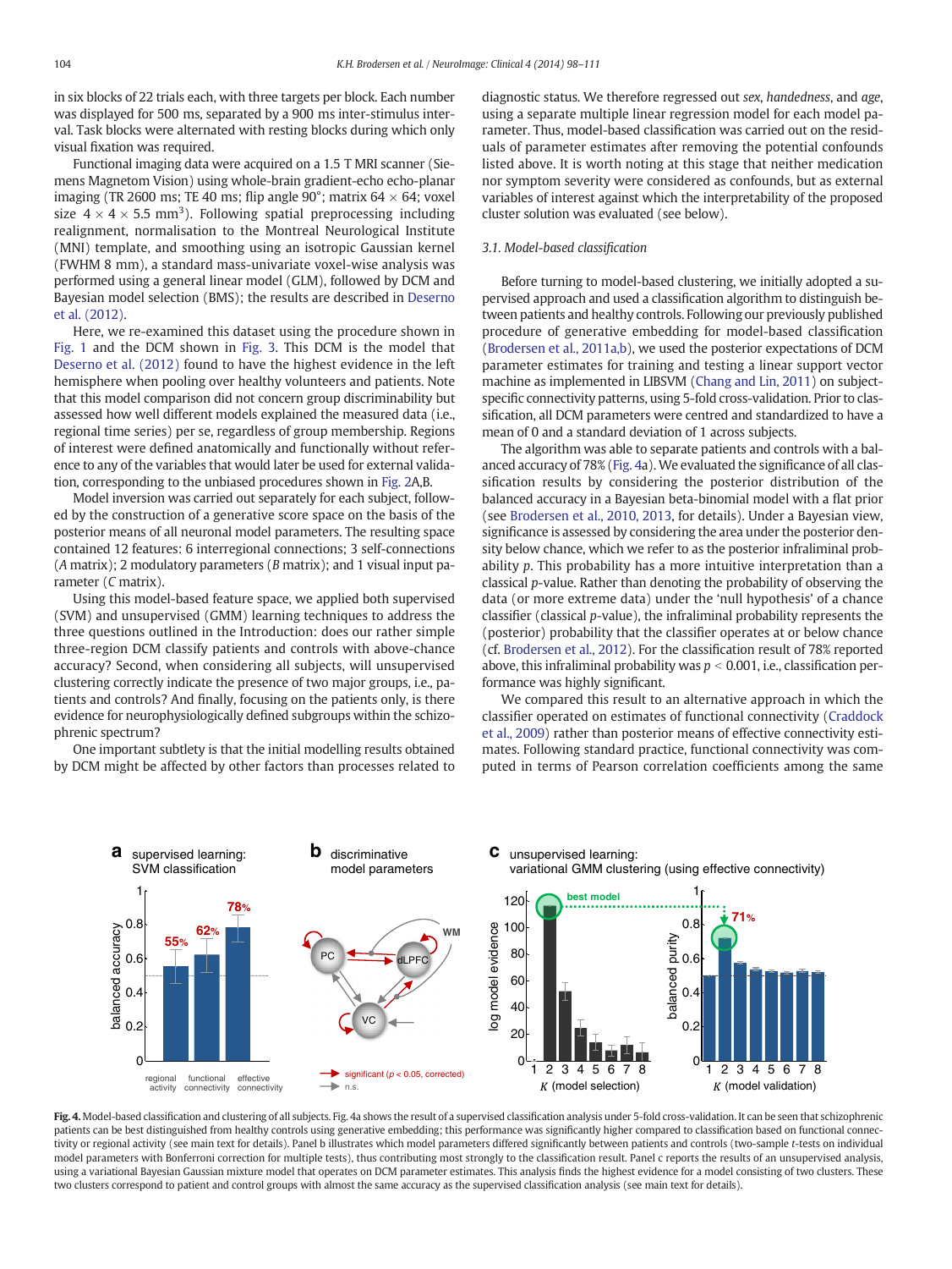in six blocks of 22 trials each, with three targets per block. Each number was displayed for 500 ms, separated by a 900 ms inter-stimulus interval. Task blocks were alternated with resting blocks during which only visual fixation was required.

Functional imaging data were acquired on a 1.5 T MRI scanner (Siemens Magnetom Vision) using whole-brain gradient-echo echo-planar imaging (TR 2600 ms; TE 40 ms; flip angle 90°; matrix 64 × 64; voxel size 4 × 4 × 5.5 mm$^3$). Following spatial preprocessing including realignment, normalisation to the Montreal Neurological Institute (MNI) template, and smoothing using an isotropic Gaussian kernel (FWHM 8 mm), a standard mass-univariate voxel-wise analysis was performed using a general linear model (GLM), followed by DCM and Bayesian model selection (BMS); the results are described in Deserno et al. (2012).

Here, we re-examined this dataset using the procedure shown in Fig. 1 and the DCM shown in Fig. 3. This DCM is the model that Deserno et al. (2012) found to have the highest evidence in the left hemisphere when pooling over healthy volunteers and patients. Note that this model comparison did not concern group discriminability but assessed how well different models explained the measured data (i.e., regional time series) per se, regardless of group membership. Regions of interest were defined anatomically and functionally without reference to any of the variables that would later be used for external validation, corresponding to the unbiased procedures shown in Fig. 2A,B.

Model inversion was carried out separately for each subject, followed by the construction of a generative score space on the basis of the posterior means of all neuronal model parameters. The resulting space contained 12 features: 6 interregional connections; 3 self-connections (*A* matrix); 2 modulatory parameters (*B* matrix); and 1 visual input parameter (*C* matrix).

Using this model-based feature space, we applied both supervised (SVM) and unsupervised (GMM) learning techniques to address the three questions outlined in the Introduction: does our rather simple three-region DCM classify patients and controls with above-chance accuracy? Second, when considering all subjects, will unsupervised clustering correctly indicate the presence of two major groups, i.e., patients and controls? And finally, focusing on the patients only, is there evidence for neurophysiologically defined subgroups within the schizophrenic spectrum?

One important subtlety is that the initial modelling results obtained by DCM might be affected by other factors than processes related to diagnostic status. We therefore regressed out *sex*, *handedness*, and *age*, using a separate multiple linear regression model for each model parameter. Thus, model-based classification was carried out on the residuals of parameter estimates after removing the potential confounds listed above. It is worth noting at this stage that neither medication nor symptom severity were considered as confounds, but as external variables of interest against which the interpretability of the proposed cluster solution was evaluated (see below).

### 3.1. Model-based classification

Before turning to model-based clustering, we initially adopted a supervised approach and used a classification algorithm to distinguish between patients and healthy controls. Following our previously published procedure of generative embedding for model-based classification (Brodersen et al., 2011a,b), we used the posterior expectations of DCM parameter estimates for training and testing a linear support vector machine as implemented in LIBSVM (Chang and Lin, 2011) on subject-specific connectivity patterns, using 5-fold cross-validation. Prior to classification, all DCM parameters were centred and standardized to have a mean of 0 and a standard deviation of 1 across subjects.

The algorithm was able to separate patients and controls with a balanced accuracy of 78% (Fig. 4a). We evaluated the significance of all classification results by considering the posterior distribution of the balanced accuracy in a Bayesian beta-binomial model with a flat prior (see Brodersen et al., 2010, 2013, for details). Under a Bayesian view, significance is assessed by considering the area under the posterior density below chance, which we refer to as the posterior infraliminal probability $p$. This probability has a more intuitive interpretation than a classical $p$-value. Rather than denoting the probability of observing the data (or more extreme data) under the 'null hypothesis' of a chance classifier (classical $p$-value), the infraliminal probability represents the (posterior) probability that the classifier operates at or below chance (cf. Brodersen et al., 2012). For the classification result of 78% reported above, this infraliminal probability was $p < 0.001$, i.e., classification performance was highly significant.

We compared this result to an alternative approach in which the classifier operated on estimates of functional connectivity (Craddock et al., 2009) rather than posterior means of effective connectivity estimates. Following standard practice, functional connectivity was computed in terms of Pearson correlation coefficients among the same

**Fig. 4.** Model-based classification and clustering of all subjects. Fig. 4a shows the result of a supervised classification analysis under 5-fold cross-validation. It can be seen that schizophrenic patients can be best distinguished from healthy controls using generative embedding; this performance was significantly higher compared to classification based on functional connectivity or regional activity (see main text for details). Panel b illustrates which model parameters differed significantly between patients and controls (two-sample $t$-tests on individual model parameters with Bonferroni correction for multiple tests), thus contributing most strongly to the classification result. Panel c reports the results of an unsupervised analysis, using a variational Bayesian Gaussian mixture model that operates on DCM parameter estimates. This analysis finds the highest evidence for a model consisting of two clusters. These two clusters correspond to patient and control groups with almost the same accuracy as the supervised classification analysis (see main text for details).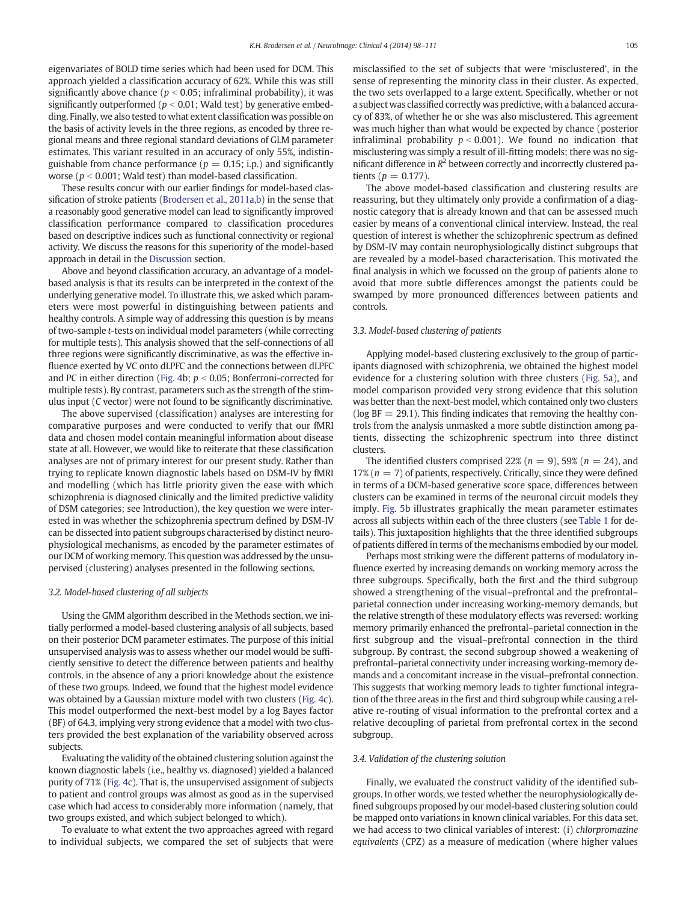eigenvariates of BOLD time series which had been used for DCM. This approach yielded a classification accuracy of 62%. While this was still significantly above chance ($p < 0.05$; infraliminal probability), it was significantly outperformed ($p < 0.01$; Wald test) by generative embedding. Finally, we also tested to what extent classification was possible on the basis of activity levels in the three regions, as encoded by three regional means and three regional standard deviations of GLM parameter estimates. This variant resulted in an accuracy of only 55%, indistinguishable from chance performance ($p = 0.15$; i.p.) and significantly worse ($p < 0.001$; Wald test) than model-based classification.

These results concur with our earlier findings for model-based classification of stroke patients (Brodersen et al., 2011a,b) in the sense that a reasonably good generative model can lead to significantly improved classification performance compared to classification procedures based on descriptive indices such as functional connectivity or regional activity. We discuss the reasons for this superiority of the model-based approach in detail in the Discussion section.

Above and beyond classification accuracy, an advantage of a model-based analysis is that its results can be interpreted in the context of the underlying generative model. To illustrate this, we asked which parameters were most powerful in distinguishing between patients and healthy controls. A simple way of addressing this question is by means of two-sample *t*-tests on individual model parameters (while correcting for multiple tests). This analysis showed that the self-connections of all three regions were significantly discriminative, as was the effective influence exerted by VC onto dLPFC and the connections between dLPFC and PC in either direction (Fig. 4b; $p < 0.05$; Bonferroni-corrected for multiple tests). By contrast, parameters such as the strength of the stimulus input (*C* vector) were not found to be significantly discriminative.

The above supervised (classification) analyses are interesting for comparative purposes and were conducted to verify that our fMRI data and chosen model contain meaningful information about disease state at all. However, we would like to reiterate that these classification analyses are not of primary interest for our present study. Rather than trying to replicate known diagnostic labels based on DSM-IV by fMRI and modelling (which has little priority given the ease with which schizophrenia is diagnosed clinically and the limited predictive validity of DSM categories; see Introduction), the key question we were interested in was whether the schizophrenia spectrum defined by DSM-IV can be dissected into patient subgroups characterised by distinct neurophysiological mechanisms, as encoded by the parameter estimates of our DCM of working memory. This question was addressed by the unsupervised (clustering) analyses presented in the following sections.

### 3.2. Model-based clustering of all subjects

Using the GMM algorithm described in the Methods section, we initially performed a model-based clustering analysis of all subjects, based on their posterior DCM parameter estimates. The purpose of this initial unsupervised analysis was to assess whether our model would be sufficiently sensitive to detect the difference between patients and healthy controls, in the absence of any a priori knowledge about the existence of these two groups. Indeed, we found that the highest model evidence was obtained by a Gaussian mixture model with two clusters (Fig. 4c). This model outperformed the next-best model by a log Bayes factor (BF) of 64.3, implying very strong evidence that a model with two clusters provided the best explanation of the variability observed across subjects.

Evaluating the validity of the obtained clustering solution against the known diagnostic labels (i.e., healthy vs. diagnosed) yielded a balanced purity of 71% (Fig. 4c). That is, the unsupervised assignment of subjects to patient and control groups was almost as good as in the supervised case which had access to considerably more information (namely, that two groups existed, and which subject belonged to which).

To evaluate to what extent the two approaches agreed with regard to individual subjects, we compared the set of subjects that were misclassified to the set of subjects that were 'misclustered', in the sense of representing the minority class in their cluster. As expected, the two sets overlapped to a large extent. Specifically, whether or not a subject was classified correctly was predictive, with a balanced accuracy of 83%, of whether he or she was also misclustered. This agreement was much higher than what would be expected by chance (posterior infraliminal probability $p < 0.001$). We found no indication that misclustering was simply a result of ill-fitting models; there was no significant difference in $R^2$ between correctly and incorrectly clustered patients ($p = 0.177$).

The above model-based classification and clustering results are reassuring, but they ultimately only provide a confirmation of a diagnostic category that is already known and that can be assessed much easier by means of a conventional clinical interview. Instead, the real question of interest is whether the schizophrenic spectrum as defined by DSM-IV may contain neurophysiologically distinct subgroups that are revealed by a model-based characterisation. This motivated the final analysis in which we focussed on the group of patients alone to avoid that more subtle differences amongst the patients could be swamped by more pronounced differences between patients and controls.

### 3.3. Model-based clustering of patients

Applying model-based clustering exclusively to the group of participants diagnosed with schizophrenia, we obtained the highest model evidence for a clustering solution with three clusters (Fig. 5a), and model comparison provided very strong evidence that this solution was better than the next-best model, which contained only two clusters ($\log \text{BF} = 29.1$). This finding indicates that removing the healthy controls from the analysis unmasked a more subtle distinction among patients, dissecting the schizophrenic spectrum into three distinct clusters.

The identified clusters comprised 22% ($n = 9$), 59% ($n = 24$), and 17% ($n = 7$) of patients, respectively. Critically, since they were defined in terms of a DCM-based generative score space, differences between clusters can be examined in terms of the neuronal circuit models they imply. Fig. 5b illustrates graphically the mean parameter estimates across all subjects within each of the three clusters (see Table 1 for details). This juxtaposition highlights that the three identified subgroups of patients differed in terms of the mechanisms embodied by our model.

Perhaps most striking were the different patterns of modulatory influence exerted by increasing demands on working memory across the three subgroups. Specifically, both the first and the third subgroup showed a strengthening of the visual–prefrontal and the prefrontal–parietal connection under increasing working-memory demands, but the relative strength of these modulatory effects was reversed: working memory primarily enhanced the prefrontal–parietal connection in the first subgroup and the visual–prefrontal connection in the third subgroup. By contrast, the second subgroup showed a weakening of prefrontal–parietal connectivity under increasing working-memory demands and a concomitant increase in the visual–prefrontal connection. This suggests that working memory leads to tighter functional integration of the three areas in the first and third subgroup while causing a relative re-routing of visual information to the prefrontal cortex and a relative decoupling of parietal from prefrontal cortex in the second subgroup.

### 3.4. Validation of the clustering solution

Finally, we evaluated the construct validity of the identified subgroups. In other words, we tested whether the neurophysiologically defined subgroups proposed by our model-based clustering solution could be mapped onto variations in known clinical variables. For this data set, we had access to two clinical variables of interest: (i) *chlorpromazine equivalents* (CPZ) as a measure of medication (where higher values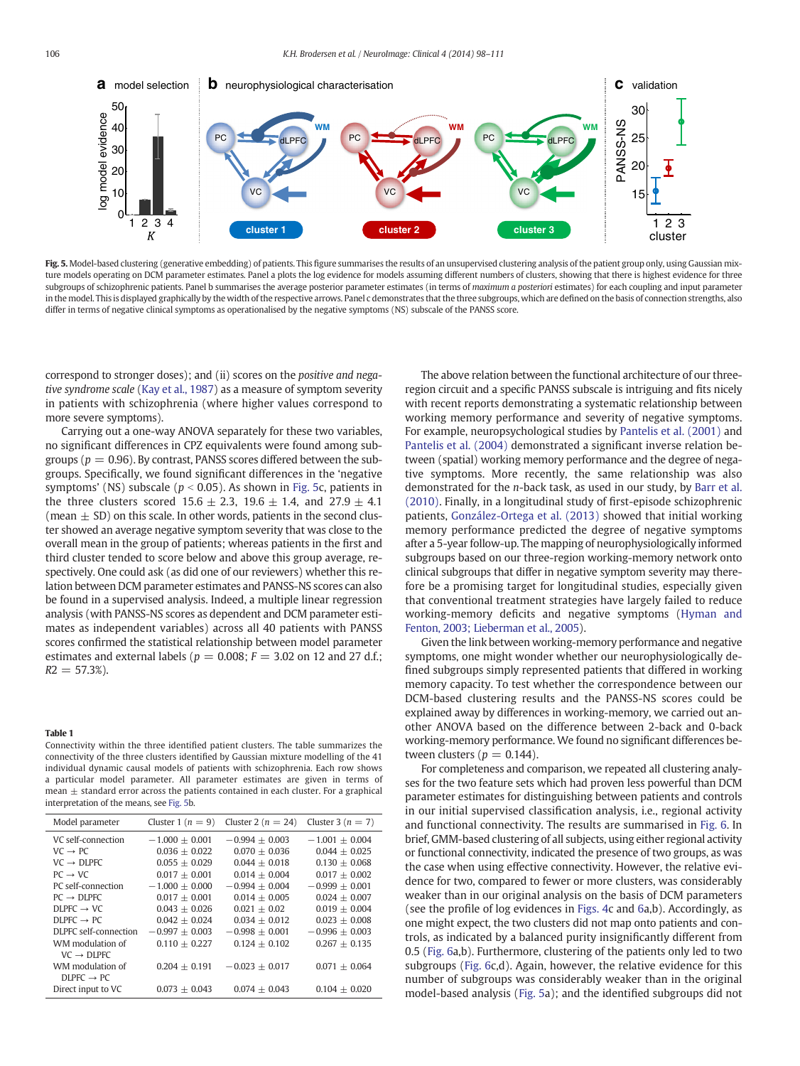**Fig. 5.** Model-based clustering (generative embedding) of patients. This figure summarises the results of an unsupervised clustering analysis of the patient group only, using Gaussian mixture models operating on DCM parameter estimates. Panel a plots the log evidence for models assuming different numbers of clusters, showing that there is highest evidence for three subgroups of schizophrenic patients. Panel b summarises the average posterior parameter estimates (in terms of *maximum a posteriori* estimates) for each coupling and input parameter in the model. This is displayed graphically by the width of the respective arrows. Panel c demonstrates that the three subgroups, which are defined on the basis of connection strengths, also differ in terms of negative clinical symptoms as operationalised by the negative symptoms (NS) subscale of the PANSS score.

correspond to stronger doses); and (ii) scores on the *positive and negative syndrome scale* (Kay et al., 1987) as a measure of symptom severity in patients with schizophrenia (where higher values correspond to more severe symptoms).

Carrying out a one-way ANOVA separately for these two variables, no significant differences in CPZ equivalents were found among subgroups ($p = 0.96$). By contrast, PANSS scores differed between the subgroups. Specifically, we found significant differences in the 'negative symptoms' (NS) subscale ($p < 0.05$). As shown in Fig. 5c, patients in the three clusters scored $15.6 \pm 2.3$, $19.6 \pm 1.4$, and $27.9 \pm 4.1$ (mean ± SD) on this scale. In other words, patients in the second cluster showed an average negative symptom severity that was close to the overall mean in the group of patients; whereas patients in the first and third cluster tended to score below and above this group average, respectively. One could ask (as did one of our reviewers) whether this relation between DCM parameter estimates and PANSS-NS scores can also be found in a supervised analysis. Indeed, a multiple linear regression analysis (with PANSS-NS scores as dependent and DCM parameter estimates as independent variables) across all 40 patients with PANSS scores confirmed the statistical relationship between model parameter estimates and external labels ($p = 0.008$; $F = 3.02$ on 12 and 27 d.f.; $R2 = 57.3\%$).

**Table 1**
Connectivity within the three identified patient clusters. The table summarizes the connectivity of the three clusters identified by Gaussian mixture modelling of the 41 individual dynamic causal models of patients with schizophrenia. Each row shows a particular model parameter. All parameter estimates are given in terms of mean ± standard error across the patients contained in each cluster. For a graphical interpretation of the means, see Fig. 5b.

| Model parameter | Cluster 1 ($n = 9$) | Cluster 2 ($n = 24$) | Cluster 3 ($n = 7$) |
|---|---|---|---|
| VC self-connection | $-1.000 \pm 0.001$ | $-0.994 \pm 0.003$ | $-1.001 \pm 0.004$ |
| VC → PC | $0.036 \pm 0.022$ | $0.070 \pm 0.036$ | $0.044 \pm 0.025$ |
| VC → DLPFC | $0.055 \pm 0.029$ | $0.044 \pm 0.018$ | $0.130 \pm 0.068$ |
| PC → VC | $0.017 \pm 0.001$ | $0.014 \pm 0.004$ | $0.017 \pm 0.002$ |
| PC self-connection | $-1.000 \pm 0.000$ | $-0.994 \pm 0.004$ | $-0.999 \pm 0.001$ |
| PC → DLPFC | $0.017 \pm 0.001$ | $0.014 \pm 0.005$ | $0.024 \pm 0.007$ |
| DLPFC → VC | $0.043 \pm 0.026$ | $0.021 \pm 0.02$ | $0.019 \pm 0.004$ |
| DLPFC → PC | $0.042 \pm 0.024$ | $0.034 \pm 0.012$ | $0.023 \pm 0.008$ |
| DLPFC self-connection | $-0.997 \pm 0.003$ | $-0.998 \pm 0.001$ | $-0.996 \pm 0.003$ |
| WM modulation of VC → DLPFC | $0.110 \pm 0.227$ | $0.124 \pm 0.102$ | $0.267 \pm 0.135$ |
| WM modulation of DLPFC → PC | $0.204 \pm 0.191$ | $-0.023 \pm 0.017$ | $0.071 \pm 0.064$ |
| Direct input to VC | $0.073 \pm 0.043$ | $0.074 \pm 0.043$ | $0.104 \pm 0.020$ |

The above relation between the functional architecture of our three-region circuit and a specific PANSS subscale is intriguing and fits nicely with recent reports demonstrating a systematic relationship between working memory performance and severity of negative symptoms. For example, neuropsychological studies by Pantelis et al. (2001) and Pantelis et al. (2004) demonstrated a significant inverse relation between (spatial) working memory performance and the degree of negative symptoms. More recently, the same relationship was also demonstrated for the *n*-back task, as used in our study, by Barr et al. (2010). Finally, in a longitudinal study of first-episode schizophrenic patients, González-Ortega et al. (2013) showed that initial working memory performance predicted the degree of negative symptoms after a 5-year follow-up. The mapping of neurophysiologically informed subgroups based on our three-region working-memory network onto clinical subgroups that differ in negative symptom severity may therefore be a promising target for longitudinal studies, especially given that conventional treatment strategies have largely failed to reduce working-memory deficits and negative symptoms (Hyman and Fenton, 2003; Lieberman et al., 2005).

Given the link between working-memory performance and negative symptoms, one might wonder whether our neurophysiologically defined subgroups simply represented patients that differed in working memory capacity. To test whether the correspondence between our DCM-based clustering results and the PANSS-NS scores could be explained away by differences in working-memory, we carried out another ANOVA based on the difference between 2-back and 0-back working-memory performance. We found no significant differences between clusters ($p = 0.144$).

For completeness and comparison, we repeated all clustering analyses for the two feature sets which had proven less powerful than DCM parameter estimates for distinguishing between patients and controls in our initial supervised classification analysis, i.e., regional activity and functional connectivity. The results are summarised in Fig. 6. In brief, GMM-based clustering of all subjects, using either regional activity or functional connectivity, indicated the presence of two groups, as was the case when using effective connectivity. However, the relative evidence for two, compared to fewer or more clusters, was considerably weaker than in our original analysis on the basis of DCM parameters (see the profile of log evidences in Figs. 4c and 6a,b). Accordingly, as one might expect, the two clusters did not map onto patients and controls, as indicated by a balanced purity insignificantly different from 0.5 (Fig. 6a,b). Furthermore, clustering of the patients only led to two subgroups (Fig. 6c,d). Again, however, the relative evidence for this number of subgroups was considerably weaker than in the original model-based analysis (Fig. 5a); and the identified subgroups did not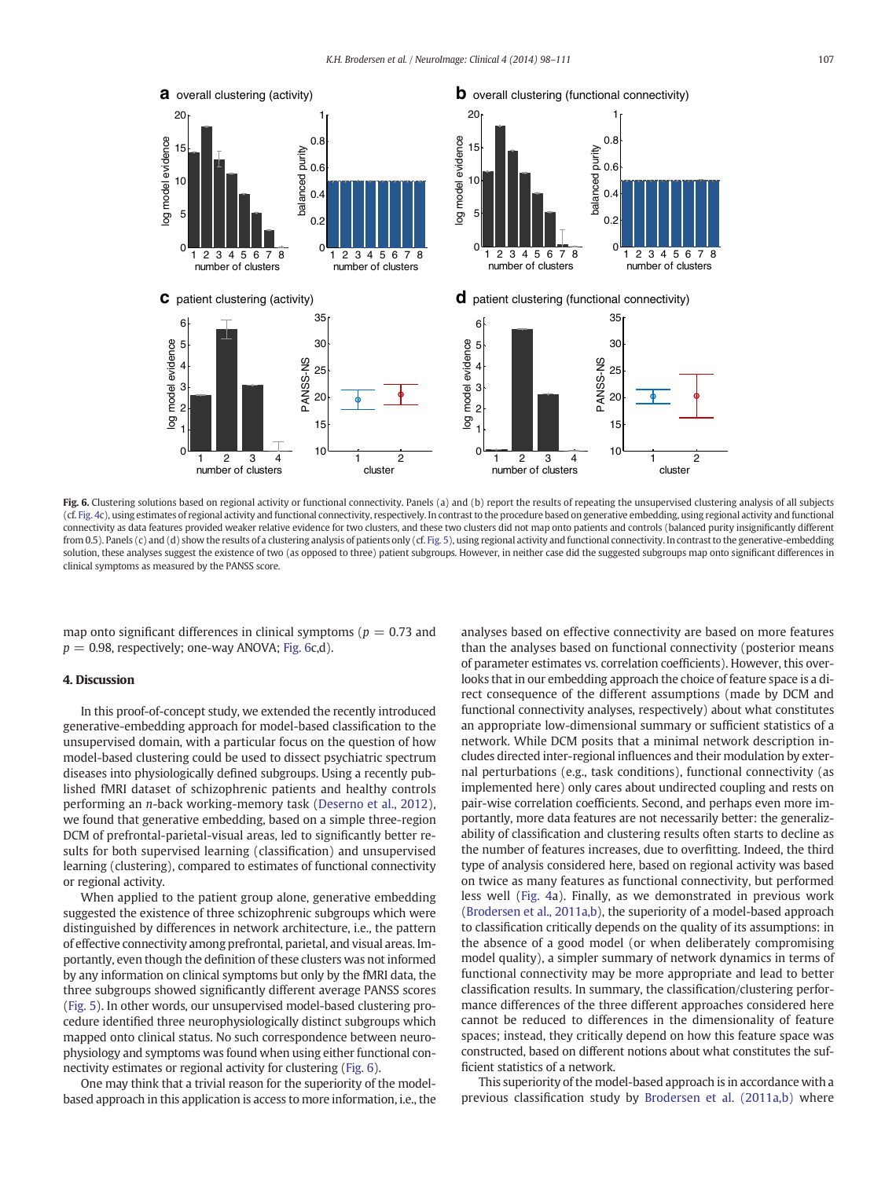a overall clustering (activity)

log model evidence

20
15
10
5
0

1 2 3 4 5 6 7 8
number of clusters

balanced purity

1
0.8
0.6
0.4
0.2
0

1 2 3 4 5 6 7 8
number of clusters

b overall clustering (functional connectivity)

log model evidence

20
15
10
5
0

1 2 3 4 5 6 7 8
number of clusters

balanced purity

1
0.8
0.6
0.4
0.2
0

1 2 3 4 5 6 7 8
number of clusters

c patient clustering (activity)

log model evidence

6
5
4
3
2
1
0

1 2 3 4
number of clusters

PANSS-NS

35
30
25
20
15
10

1 2
cluster

d patient clustering (functional connectivity)

log model evidence

6
5
4
3
2
1
0

1 2 3 4
number of clusters

PANSS-NS

35
30
25
20
15
10

1 2
cluster

**Fig. 6.** Clustering solutions based on regional activity or functional connectivity. Panels (a) and (b) report the results of repeating the unsupervised clustering analysis of all subjects (cf. Fig. 4c), using estimates of regional activity and functional connectivity, respectively. In contrast to the procedure based on generative embedding, using regional activity and functional connectivity as data features provided weaker relative evidence for two clusters, and these two clusters did not map onto patients and controls (balanced purity insignificantly different from 0.5). Panels (c) and (d) show the results of a clustering analysis of patients only (cf. Fig. 5), using regional activity and functional connectivity. In contrast to the generative-embedding solution, these analyses suggest the existence of two (as opposed to three) patient subgroups. However, in neither case did the suggested subgroups map onto significant differences in clinical symptoms as measured by the PANSS score.

map onto significant differences in clinical symptoms ($p = 0.73$ and $p = 0.98$, respectively; one-way ANOVA; Fig. 6c,d).

## 4. Discussion

In this proof-of-concept study, we extended the recently introduced generative-embedding approach for model-based classification to the unsupervised domain, with a particular focus on the question of how model-based clustering could be used to dissect psychiatric spectrum diseases into physiologically defined subgroups. Using a recently published fMRI dataset of schizophrenic patients and healthy controls performing an *n*-back working-memory task (Deserno et al., 2012), we found that generative embedding, based on a simple three-region DCM of prefrontal-parietal-visual areas, led to significantly better results for both supervised learning (classification) and unsupervised learning (clustering), compared to estimates of functional connectivity or regional activity.

When applied to the patient group alone, generative embedding suggested the existence of three schizophrenic subgroups which were distinguished by differences in network architecture, i.e., the pattern of effective connectivity among prefrontal, parietal, and visual areas. Importantly, even though the definition of these clusters was not informed by any information on clinical symptoms but only by the fMRI data, the three subgroups showed significantly different average PANSS scores (Fig. 5). In other words, our unsupervised model-based clustering procedure identified three neurophysiologically distinct subgroups which mapped onto clinical status. No such correspondence between neurophysiology and symptoms was found when using either functional connectivity estimates or regional activity for clustering (Fig. 6).

One may think that a trivial reason for the superiority of the model-based approach in this application is access to more information, i.e., the analyses based on effective connectivity are based on more features than the analyses based on functional connectivity (posterior means of parameter estimates vs. correlation coefficients). However, this overlooks that in our embedding approach the choice of feature space is a direct consequence of the different assumptions (made by DCM and functional connectivity analyses, respectively) about what constitutes an appropriate low-dimensional summary or sufficient statistics of a network. While DCM posits that a minimal network description includes directed inter-regional influences and their modulation by external perturbations (e.g., task conditions), functional connectivity (as implemented here) only cares about undirected coupling and rests on pair-wise correlation coefficients. Second, and perhaps even more importantly, more data features are not necessarily better: the generalizability of classification and clustering results often starts to decline as the number of features increases, due to overfitting. Indeed, the third type of analysis considered here, based on regional activity was based on twice as many features as functional connectivity, but performed less well (Fig. 4a). Finally, as we demonstrated in previous work (Brodersen et al., 2011a,b), the superiority of a model-based approach to classification critically depends on the quality of its assumptions: in the absence of a good model (or when deliberately compromising model quality), a simpler summary of network dynamics in terms of functional connectivity may be more appropriate and lead to better classification results. In summary, the classification/clustering performance differences of the three different approaches considered here cannot be reduced to differences in the dimensionality of feature spaces; instead, they critically depend on how this feature space was constructed, based on different notions about what constitutes the sufficient statistics of a network.

This superiority of the model-based approach is in accordance with a previous classification study by Brodersen et al. (2011a,b) where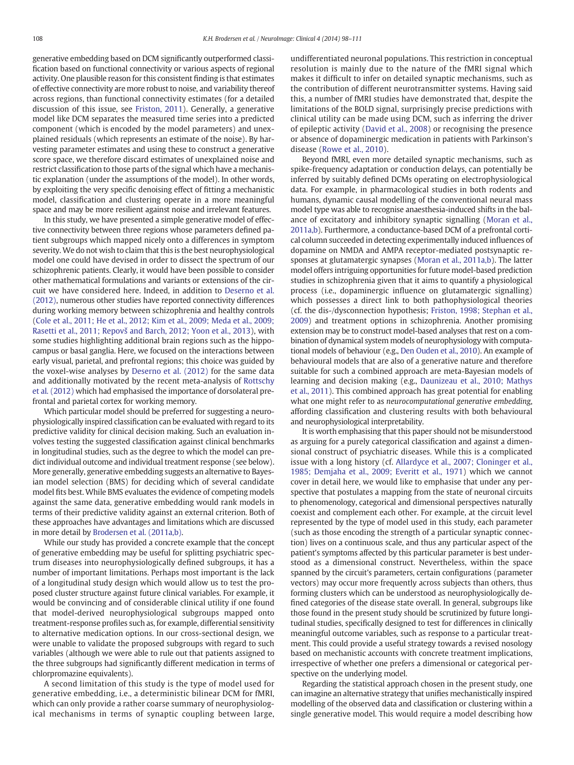generative embedding based on DCM significantly outperformed classification based on functional connectivity or various aspects of regional activity. One plausible reason for this consistent finding is that estimates of effective connectivity are more robust to noise, and variability thereof across regions, than functional connectivity estimates (for a detailed discussion of this issue, see Friston, 2011). Generally, a generative model like DCM separates the measured time series into a predicted component (which is encoded by the model parameters) and unexplained residuals (which represents an estimate of the noise). By harvesting parameter estimates and using these to construct a generative score space, we therefore discard estimates of unexplained noise and restrict classification to those parts of the signal which have a mechanistic explanation (under the assumptions of the model). In other words, by exploiting the very specific denoising effect of fitting a mechanistic model, classification and clustering operate in a more meaningful space and may be more resilient against noise and irrelevant features.

In this study, we have presented a simple generative model of effective connectivity between three regions whose parameters defined patient subgroups which mapped nicely onto a differences in symptom severity. We do not wish to claim that this is the best neurophysiological model one could have devised in order to dissect the spectrum of our schizophrenic patients. Clearly, it would have been possible to consider other mathematical formulations and variants or extensions of the circuit we have considered here. Indeed, in addition to Deserno et al. (2012), numerous other studies have reported connectivity differences during working memory between schizophrenia and healthy controls (Cole et al., 2011; He et al., 2012; Kim et al., 2009; Meda et al., 2009; Rasetti et al., 2011; Repovš and Barch, 2012; Yoon et al., 2013), with some studies highlighting additional brain regions such as the hippocampus or basal ganglia. Here, we focused on the interactions between early visual, parietal, and prefrontal regions; this choice was guided by the voxel-wise analyses by Deserno et al. (2012) for the same data and additionally motivated by the recent meta-analysis of Rottschy et al. (2012) which had emphasised the importance of dorsolateral prefrontal and parietal cortex for working memory.

Which particular model should be preferred for suggesting a neurophysiologically inspired classification can be evaluated with regard to its predictive validity for clinical decision making. Such an evaluation involves testing the suggested classification against clinical benchmarks in longitudinal studies, such as the degree to which the model can predict individual outcome and individual treatment response (see below). More generally, generative embedding suggests an alternative to Bayesian model selection (BMS) for deciding which of several candidate model fits best. While BMS evaluates the evidence of competing models against the same data, generative embedding would rank models in terms of their predictive validity against an external criterion. Both of these approaches have advantages and limitations which are discussed in more detail by Brodersen et al. (2011a,b).

While our study has provided a concrete example that the concept of generative embedding may be useful for splitting psychiatric spectrum diseases into neurophysiologically defined subgroups, it has a number of important limitations. Perhaps most important is the lack of a longitudinal study design which would allow us to test the proposed cluster structure against future clinical variables. For example, it would be convincing and of considerable clinical utility if one found that model-derived neurophysiological subgroups mapped onto treatment-response profiles such as, for example, differential sensitivity to alternative medication options. In our cross-sectional design, we were unable to validate the proposed subgroups with regard to such variables (although we were able to rule out that patients assigned to the three subgroups had significantly different medication in terms of chlorpromazine equivalents).

A second limitation of this study is the type of model used for generative embedding, i.e., a deterministic bilinear DCM for fMRI, which can only provide a rather coarse summary of neurophysiological mechanisms in terms of synaptic coupling between large, undifferentiated neuronal populations. This restriction in conceptual resolution is mainly due to the nature of the fMRI signal which makes it difficult to infer on detailed synaptic mechanisms, such as the contribution of different neurotransmitter systems. Having said this, a number of fMRI studies have demonstrated that, despite the limitations of the BOLD signal, surprisingly precise predictions with clinical utility can be made using DCM, such as inferring the driver of epileptic activity (David et al., 2008) or recognising the presence or absence of dopaminergic medication in patients with Parkinson's disease (Rowe et al., 2010).

Beyond fMRI, even more detailed synaptic mechanisms, such as spike-frequency adaptation or conduction delays, can potentially be inferred by suitably defined DCMs operating on electrophysiological data. For example, in pharmacological studies in both rodents and humans, dynamic causal modelling of the conventional neural mass model type was able to recognise anaesthesia-induced shifts in the balance of excitatory and inhibitory synaptic signalling (Moran et al., 2011a,b). Furthermore, a conductance-based DCM of a prefrontal cortical column succeeded in detecting experimentally induced influences of dopamine on NMDA and AMPA receptor-mediated postsynaptic responses at glutamatergic synapses (Moran et al., 2011a,b). The latter model offers intriguing opportunities for future model-based prediction studies in schizophrenia given that it aims to quantify a physiological process (i.e., dopaminergic influence on glutamatergic signalling) which possesses a direct link to both pathophysiological theories (cf. the dis-/dysconnection hypothesis; Friston, 1998; Stephan et al., 2009) and treatment options in schizophrenia. Another promising extension may be to construct model-based analyses that rest on a combination of dynamical system models of neurophysiology with computational models of behaviour (e.g., Den Ouden et al., 2010). An example of behavioural models that are also of a generative nature and therefore suitable for such a combined approach are meta-Bayesian models of learning and decision making (e.g., Daunizeau et al., 2010; Mathys et al., 2011). This combined approach has great potential for enabling what one might refer to as *neurocomputational generative embedding*, affording classification and clustering results with both behavioural and neurophysiological interpretability.

It is worth emphasising that this paper should not be misunderstood as arguing for a purely categorical classification and against a dimensional construct of psychiatric diseases. While this is a complicated issue with a long history (cf. Allardyce et al., 2007; Cloninger et al., 1985; Demjaha et al., 2009; Everitt et al., 1971) which we cannot cover in detail here, we would like to emphasise that under any perspective that postulates a mapping from the state of neuronal circuits to phenomenology, categorical and dimensional perspectives naturally coexist and complement each other. For example, at the circuit level represented by the type of model used in this study, each parameter (such as those encoding the strength of a particular synaptic connection) lives on a continuous scale, and thus any particular aspect of the patient's symptoms affected by this particular parameter is best understood as a dimensional construct. Nevertheless, within the space spanned by the circuit's parameters, certain configurations (parameter vectors) may occur more frequently across subjects than others, thus forming clusters which can be understood as neurophysiologically defined categories of the disease state overall. In general, subgroups like those found in the present study should be scrutinized by future longitudinal studies, specifically designed to test for differences in clinically meaningful outcome variables, such as response to a particular treatment. This could provide a useful strategy towards a revised nosology based on mechanistic accounts with concrete treatment implications, irrespective of whether one prefers a dimensional or categorical perspective on the underlying model.

Regarding the statistical approach chosen in the present study, one can imagine an alternative strategy that unifies mechanistically inspired modelling of the observed data and classification or clustering within a single generative model. This would require a model describing how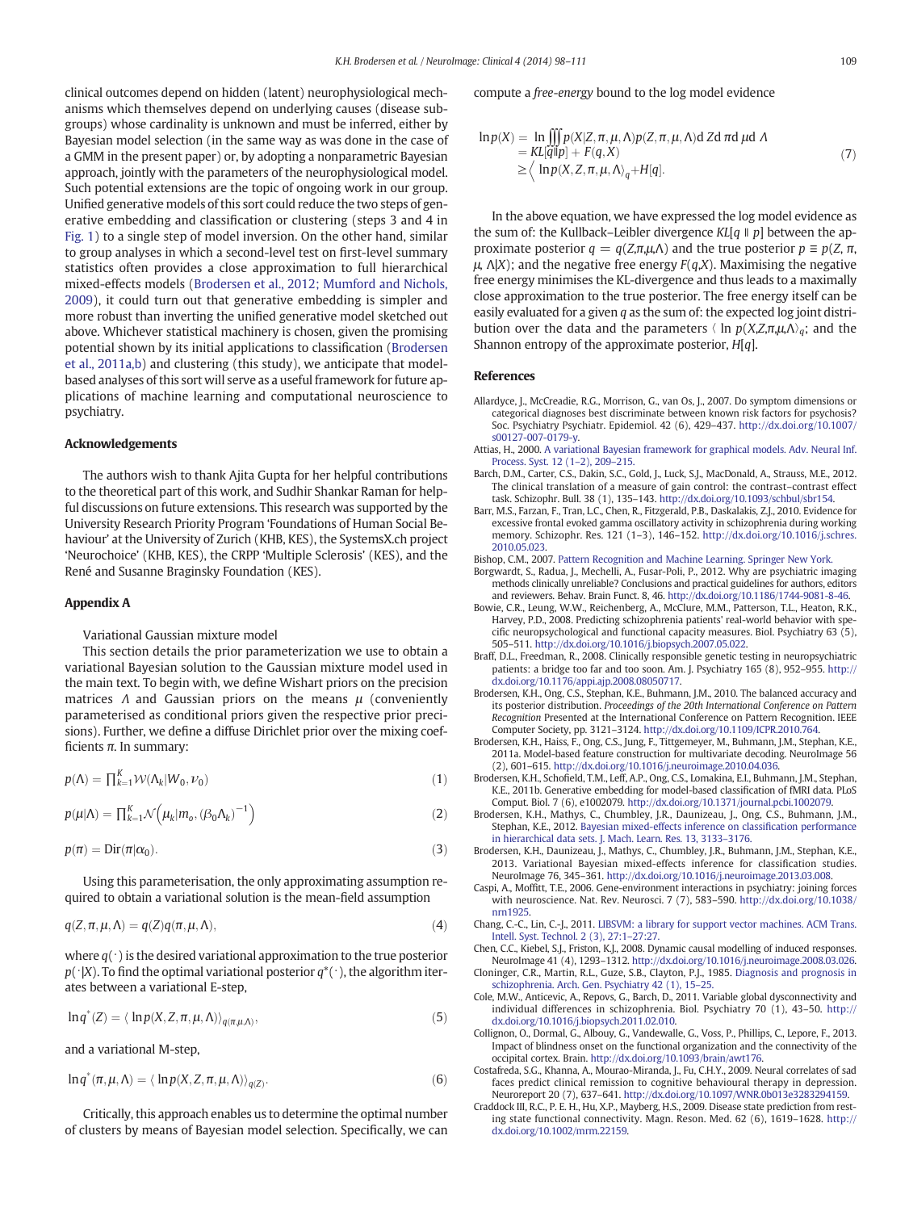clinical outcomes depend on hidden (latent) neurophysiological mechanisms which themselves depend on underlying causes (disease subgroups) whose cardinality is unknown and must be inferred, either by Bayesian model selection (in the same way as was done in the case of a GMM in the present paper) or, by adopting a nonparametric Bayesian approach, jointly with the parameters of the neurophysiological model. Such potential extensions are the topic of ongoing work in our group. Unified generative models of this sort could reduce the two steps of generative embedding and classification or clustering (steps 3 and 4 in Fig. 1) to a single step of model inversion. On the other hand, similar to group analyses in which a second-level test on first-level summary statistics often provides a close approximation to full hierarchical mixed-effects models (Brodersen et al., 2012; Mumford and Nichols, 2009), it could turn out that generative embedding is simpler and more robust than inverting the unified generative model sketched out above. Whichever statistical machinery is chosen, given the promising potential shown by its initial applications to classification (Brodersen et al., 2011a,b) and clustering (this study), we anticipate that model-based analyses of this sort will serve as a useful framework for future applications of machine learning and computational neuroscience to psychiatry.

## Acknowledgements

The authors wish to thank Ajita Gupta for her helpful contributions to the theoretical part of this work, and Sudhir Shankar Raman for helpful discussions on future extensions. This research was supported by the University Research Priority Program 'Foundations of Human Social Behaviour' at the University of Zurich (KHB, KES), the SystemsX.ch project 'Neurochoice' (KHB, KES), the CRPP 'Multiple Sclerosis' (KES), and the René and Susanne Braginsky Foundation (KES).

## Appendix A

Variational Gaussian mixture model

This section details the prior parameterization we use to obtain a variational Bayesian solution to the Gaussian mixture model used in the main text. To begin with, we define Wishart priors on the precision matrices $\Lambda$ and Gaussian priors on the means $\mu$ (conveniently parameterised as conditional priors given the respective prior precisions). Further, we define a diffuse Dirichlet prior over the mixing coefficients $\pi$. In summary:

$$p(\Lambda) = \prod_{k=1}^{K} \mathcal{W}(\Lambda_k | W_0, \nu_0) \tag{1}$$

$$p(\mu|\Lambda) = \prod_{k=1}^{K} \mathcal{N}\left(\mu_k | m_o, (\beta_0 \Lambda_k)^{-1}\right) \tag{2}$$

$$p(\pi) = \text{Dir}(\pi|\alpha_0). \tag{3}$$

Using this parameterisation, the only approximating assumption required to obtain a variational solution is the mean-field assumption

$$q(Z, \pi, \mu, \Lambda) = q(Z)q(\pi, \mu, \Lambda), \tag{4}$$

where $q(\cdot)$ is the desired variational approximation to the true posterior $p(\cdot|X)$. To find the optimal variational posterior $q^*(\cdot)$, the algorithm iterates between a variational E-step,

$$\ln q^*(Z) = \langle \ln p(X, Z, \pi, \mu, \Lambda) \rangle_{q(\pi,\mu,\Lambda)}, \tag{5}$$

and a variational M-step,

$$\ln q^*(\pi, \mu, \Lambda) = \langle \ln p(X, Z, \pi, \mu, \Lambda) \rangle_{q(Z)}. \tag{6}$$

Critically, this approach enables us to determine the optimal number of clusters by means of Bayesian model selection. Specifically, we can compute a *free-energy* bound to the log model evidence

$$\begin{aligned} \ln p(X) &= \ln \iiint p(X|Z, \pi, \mu, \Lambda) p(Z, \pi, \mu, \Lambda) \mathrm{d}Z \mathrm{d}\pi \mathrm{d}\mu \mathrm{d}\Lambda \\ &= KL[q \| p] + F(q, X) \\ &\geq \left\langle \ln p(X, Z, \pi, \mu, \Lambda \right\rangle_q + H[q]. \end{aligned} \tag{7}$$

In the above equation, we have expressed the log model evidence as the sum of: the Kullback–Leibler divergence $KL[q \| p]$ between the approximate posterior $q = q(Z,\pi,\mu,\Lambda)$ and the true posterior $p \equiv p(Z, \pi, \mu, \Lambda|X)$; and the negative free energy $F(q,X)$. Maximising the negative free energy minimises the KL-divergence and thus leads to a maximally close approximation to the true posterior. The free energy itself can be easily evaluated for a given $q$ as the sum of: the expected log joint distribution over the data and the parameters $\langle \ln p(X,Z,\pi,\mu,\Lambda\rangle_q$; and the Shannon entropy of the approximate posterior, $H[q]$.

## References

Allardyce, J., McCreadie, R.G., Morrison, G., van Os, J., 2007. Do symptom dimensions or categorical diagnoses best discriminate between known risk factors for psychosis? Soc. Psychiatry Psychiatr. Epidemiol. 42 (6), 429–437. http://dx.doi.org/10.1007/s00127-007-0179-y.

Attias, H., 2000. A variational Bayesian framework for graphical models. Adv. Neural Inf. Process. Syst. 12 (1–2), 209–215.

Barch, D.M., Carter, C.S., Dakin, S.C., Gold, J., Luck, S.J., MacDonald, A., Strauss, M.E., 2012. The clinical translation of a measure of gain control: the contrast–contrast effect task. Schizophr. Bull. 38 (1), 135–143. http://dx.doi.org/10.1093/schbul/sbr154.

Barr, M.S., Farzan, F., Tran, L.C., Chen, R., Fitzgerald, P.B., Daskalakis, Z.J., 2010. Evidence for excessive frontal evoked gamma oscillatory activity in schizophrenia during working memory. Schizophr. Res. 121 (1–3), 146–152. http://dx.doi.org/10.1016/j.schres.2010.05.023.

Bishop, C.M., 2007. Pattern Recognition and Machine Learning. Springer New York.

Borgwardt, S., Radua, J., Mechelli, A., Fusar-Poli, P., 2012. Why are psychiatric imaging methods clinically unreliable? Conclusions and practical guidelines for authors, editors and reviewers. Behav. Brain Funct. 8, 46. http://dx.doi.org/10.1186/1744-9081-8-46.

Bowie, C.R., Leung, W.W., Reichenberg, A., McClure, M.M., Patterson, T.L., Heaton, R.K., Harvey, P.D., 2008. Predicting schizophrenia patients' real-world behavior with specific neuropsychological and functional capacity measures. Biol. Psychiatry 63 (5), 505–511. http://dx.doi.org/10.1016/j.biopsych.2007.05.022.

Braff, D.L., Freedman, R., 2008. Clinically responsible genetic testing in neuropsychiatric patients: a bridge too far and too soon. Am. J. Psychiatry 165 (8), 952–955. http://dx.doi.org/10.1176/appi.ajp.2008.08050717.

Brodersen, K.H., Ong, C.S., Stephan, K.E., Buhmann, J.M., 2010. The balanced accuracy and its posterior distribution. *Proceedings of the 20th International Conference on Pattern Recognition* Presented at the International Conference on Pattern Recognition. IEEE Computer Society, pp. 3121–3124. http://dx.doi.org/10.1109/ICPR.2010.764.

Brodersen, K.H., Haiss, F., Ong, C.S., Jung, F., Tittgemeyer, M., Buhmann, J.M., Stephan, K.E., 2011a. Model-based feature construction for multivariate decoding. NeuroImage 56 (2), 601–615. http://dx.doi.org/10.1016/j.neuroimage.2010.04.036.

Brodersen, K.H., Schofield, T.M., Leff, A.P., Ong, C.S., Lomakina, E.I., Buhmann, J.M., Stephan, K.E., 2011b. Generative embedding for model-based classification of fMRI data. PLoS Comput. Biol. 7 (6), e1002079. http://dx.doi.org/10.1371/journal.pcbi.1002079.

Brodersen, K.H., Mathys, C., Chumbley, J.R., Daunizeau, J., Ong, C.S., Buhmann, J.M., Stephan, K.E., 2012. Bayesian mixed-effects inference on classification performance in hierarchical data sets. J. Mach. Learn. Res. 13, 3133–3176.

Brodersen, K.H., Daunizeau, J., Mathys, C., Chumbley, J.R., Buhmann, J.M., Stephan, K.E., 2013. Variational Bayesian mixed-effects inference for classification studies. NeuroImage 76, 345–361. http://dx.doi.org/10.1016/j.neuroimage.2013.03.008.

Caspi, A., Moffitt, T.E., 2006. Gene-environment interactions in psychiatry: joining forces with neuroscience. Nat. Rev. Neurosci. 7 (7), 583–590. http://dx.doi.org/10.1038/nrn1925.

Chang, C.-C., Lin, C.-J., 2011. LIBSVM: a library for support vector machines. ACM Trans. Intell. Syst. Technol. 2 (3), 27:1–27:27.

Chen, C.C., Kiebel, S.J., Friston, K.J., 2008. Dynamic causal modelling of induced responses. NeuroImage 41 (4), 1293–1312. http://dx.doi.org/10.1016/j.neuroimage.2008.03.026.

Cloninger, C.R., Martin, R.L., Guze, S.B., Clayton, P.J., 1985. Diagnosis and prognosis in schizophrenia. Arch. Gen. Psychiatry 42 (1), 15–25.

Cole, M.W., Anticevic, A., Repovs, G., Barch, D., 2011. Variable global dysconnectivity and individual differences in schizophrenia. Biol. Psychiatry 70 (1), 43–50. http://dx.doi.org/10.1016/j.biopsych.2011.02.010.

Collignon, O., Dormal, G., Albouy, G., Vandewalle, G., Voss, P., Phillips, C., Lepore, F., 2013. Impact of blindness onset on the functional organization and the connectivity of the occipital cortex. Brain. http://dx.doi.org/10.1093/brain/awt176.

Costafreda, S.G., Khanna, A., Mourao-Miranda, J., Fu, C.H.Y., 2009. Neural correlates of sad faces predict clinical remission to cognitive behavioural therapy in depression. Neuroreport 20 (7), 637–641. http://dx.doi.org/10.1097/WNR.0b013e3283294159.

Craddock III, R.C., P. E. H., Hu, X.P., Mayberg, H.S., 2009. Disease state prediction from resting state functional connectivity. Magn. Reson. Med. 62 (6), 1619–1628. http://dx.doi.org/10.1002/mrm.22159.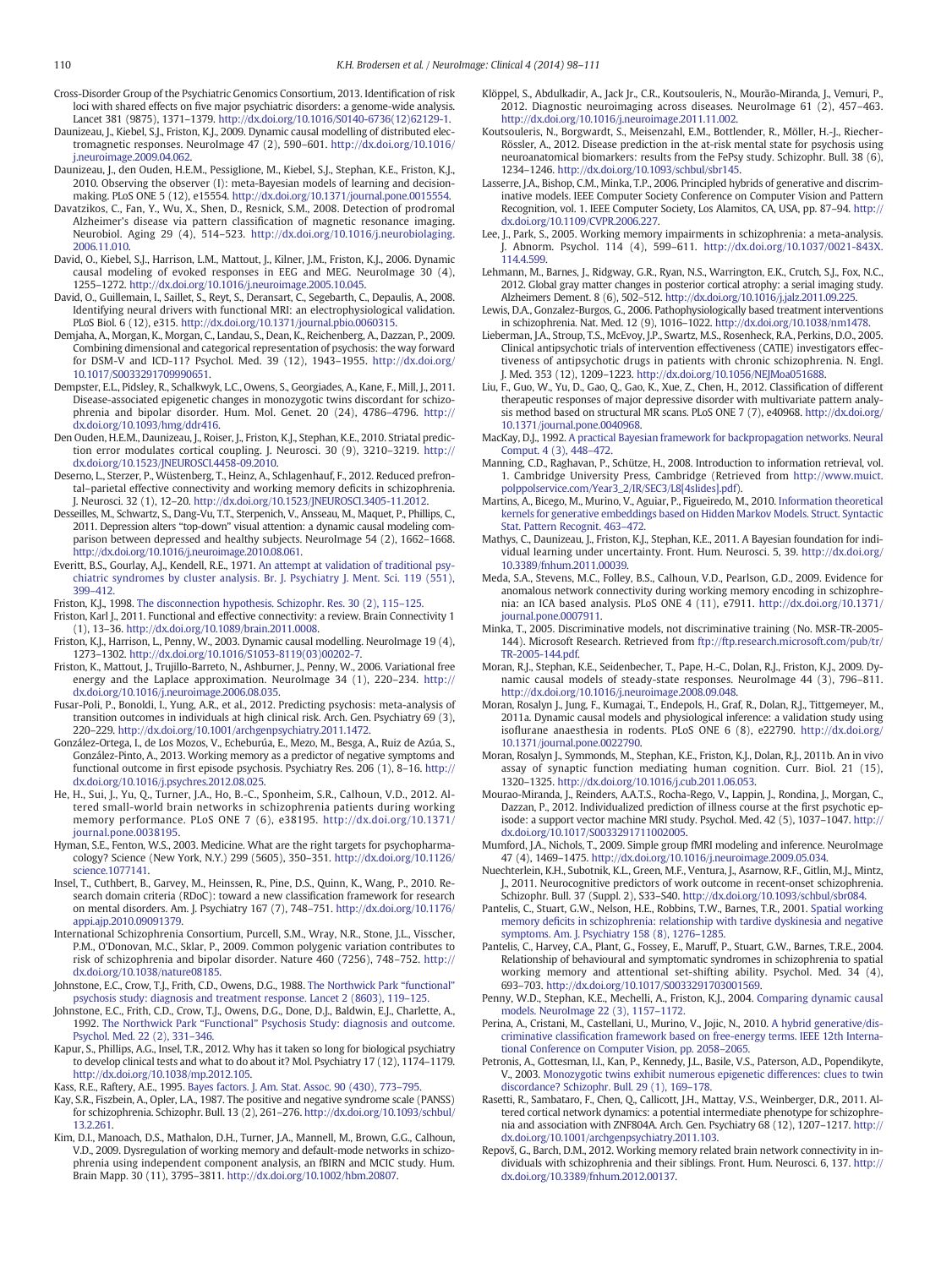Cross-Disorder Group of the Psychiatric Genomics Consortium, 2013. Identification of risk loci with shared effects on five major psychiatric disorders: a genome-wide analysis. Lancet 381 (9875), 1371–1379. http://dx.doi.org/10.1016/S0140-6736(12)62129-1.

Daunizeau, J., Kiebel, S.J., Friston, K.J., 2009. Dynamic causal modelling of distributed electromagnetic responses. NeuroImage 47 (2), 590–601. http://dx.doi.org/10.1016/j.neuroimage.2009.04.062.

Daunizeau, J., den Ouden, H.E.M., Pessiglione, M., Kiebel, S.J., Stephan, K.E., Friston, K.J., 2010. Observing the observer (I): meta-Bayesian models of learning and decision-making. PLoS ONE 5 (12), e15554. http://dx.doi.org/10.1371/journal.pone.0015554.

Davatzikos, C., Fan, Y., Wu, X., Shen, D., Resnick, S.M., 2008. Detection of prodromal Alzheimer's disease via pattern classification of magnetic resonance imaging. Neurobiol. Aging 29 (4), 514–523. http://dx.doi.org/10.1016/j.neurobiolaging.2006.11.010.

David, O., Kiebel, S.J., Harrison, L.M., Mattout, J., Kilner, J.M., Friston, K.J., 2006. Dynamic causal modeling of evoked responses in EEG and MEG. NeuroImage 30 (4), 1255–1272. http://dx.doi.org/10.1016/j.neuroimage.2005.10.045.

David, O., Guillemain, I., Saillet, S., Reyt, S., Deransart, C., Segebarth, C., Depaulis, A., 2008. Identifying neural drivers with functional MRI: an electrophysiological validation. PLoS Biol. 6 (12), e315. http://dx.doi.org/10.1371/journal.pbio.0060315.

Demjaha, A., Morgan, K., Morgan, C., Landau, S., Dean, K., Reichenberg, A., Dazzan, P., 2009. Combining dimensional and categorical representation of psychosis: the way forward for DSM-V and ICD-11? Psychol. Med. 39 (12), 1943–1955. http://dx.doi.org/10.1017/S0033291709990651.

Dempster, E.L., Pidsley, R., Schalkwyk, L.C., Owens, S., Georgiades, A., Kane, F., Mill, J., 2011. Disease-associated epigenetic changes in monozygotic twins discordant for schizophrenia and bipolar disorder. Hum. Mol. Genet. 20 (24), 4786–4796. http://dx.doi.org/10.1093/hmg/ddr416.

Den Ouden, H.E.M., Daunizeau, J., Roiser, J., Friston, K.J., Stephan, K.E., 2010. Striatal prediction error modulates cortical coupling. J. Neurosci. 30 (9), 3210–3219. http://dx.doi.org/10.1523/JNEUROSCI.4458-09.2010.

Deserno, L., Sterzer, P., Wüstenberg, T., Heinz, A., Schlagenhauf, F., 2012. Reduced prefrontal–parietal effective connectivity and working memory deficits in schizophrenia. J. Neurosci. 32 (1), 12–20. http://dx.doi.org/10.1523/JNEUROSCI.3405-11.2012.

Desseilles, M., Schwartz, S., Dang-Vu, T.T., Sterpenich, V., Ansseau, M., Maquet, P., Phillips, C., 2011. Depression alters "top-down" visual attention: a dynamic causal modeling comparison between depressed and healthy subjects. NeuroImage 54 (2), 1662–1668. http://dx.doi.org/10.1016/j.neuroimage.2010.08.061.

Everitt, B.S., Gourlay, A.J., Kendell, R.E., 1971. An attempt at validation of traditional psychiatric syndromes by cluster analysis. Br. J. Psychiatry J. Ment. Sci. 119 (551), 399–412.

Friston, K.J., 1998. The disconnection hypothesis. Schizophr. Res. 30 (2), 115–125.

Friston, Karl J., 2011. Functional and effective connectivity: a review. Brain Connectivity 1 (1), 13–36. http://dx.doi.org/10.1089/brain.2011.0008.

Friston, K.J., Harrison, L., Penny, W., 2003. Dynamic causal modelling. NeuroImage 19 (4), 1273–1302. http://dx.doi.org/10.1016/S1053-8119(03)00202-7.

Friston, K., Mattout, J., Trujillo-Barreto, N., Ashburner, J., Penny, W., 2006. Variational free energy and the Laplace approximation. NeuroImage 34 (1), 220–234. http://dx.doi.org/10.1016/j.neuroimage.2006.08.035.

Fusar-Poli, P., Bonoldi, I., Yung, A.R., et al., 2012. Predicting psychosis: meta-analysis of transition outcomes in individuals at high clinical risk. Arch. Gen. Psychiatry 69 (3), 220–229. http://dx.doi.org/10.1001/archgenpsychiatry.2011.1472.

González-Ortega, I., de Los Mozos, V., Echeburúa, E., Mezo, M., Besga, A., Ruiz de Azúa, S., González-Pinto, A., 2013. Working memory as a predictor of negative symptoms and functional outcome in first episode psychosis. Psychiatry Res. 206 (1), 8–16. http://dx.doi.org/10.1016/j.psychres.2012.08.025.

He, H., Sui, J., Yu, Q., Turner, J.A., Ho, B.-C., Sponheim, S.R., Calhoun, V.D., 2012. Altered small-world brain networks in schizophrenia patients during working memory performance. PLoS ONE 7 (6), e38195. http://dx.doi.org/10.1371/journal.pone.0038195.

Hyman, S.E., Fenton, W.S., 2003. Medicine. What are the right targets for psychopharmacology? Science (New York, N.Y.) 299 (5605), 350–351. http://dx.doi.org/10.1126/science.1077141.

Insel, T., Cuthbert, B., Garvey, M., Heinssen, R., Pine, D.S., Quinn, K., Wang, P., 2010. Research domain criteria (RDoC): toward a new classification framework for research on mental disorders. Am. J. Psychiatry 167 (7), 748–751. http://dx.doi.org/10.1176/appi.ajp.2010.09091379.

International Schizophrenia Consortium, Purcell, S.M., Wray, N.R., Stone, J.L., Visscher, P.M., O'Donovan, M.C., Sklar, P., 2009. Common polygenic variation contributes to risk of schizophrenia and bipolar disorder. Nature 460 (7256), 748–752. http://dx.doi.org/10.1038/nature08185.

Johnstone, E.C., Crow, T.J., Frith, C.D., Owens, D.G., 1988. The Northwick Park "functional" psychosis study: diagnosis and treatment response. Lancet 2 (8603), 119–125.

Johnstone, E.C., Frith, C.D., Crow, T.J., Owens, D.G., Done, D.J., Baldwin, E.J., Charlette, A., 1992. The Northwick Park "Functional" Psychosis Study: diagnosis and outcome. Psychol. Med. 22 (2), 331–346.

Kapur, S., Phillips, A.G., Insel, T.R., 2012. Why has it taken so long for biological psychiatry to develop clinical tests and what to do about it? Mol. Psychiatry 17 (12), 1174–1179. http://dx.doi.org/10.1038/mp.2012.105.

Kass, R.E., Raftery, A.E., 1995. Bayes factors. J. Am. Stat. Assoc. 90 (430), 773–795.

Kay, S.R., Fiszbein, A., Opler, L.A., 1987. The positive and negative syndrome scale (PANSS) for schizophrenia. Schizophr. Bull. 13 (2), 261–276. http://dx.doi.org/10.1093/schbul/13.2.261.

Kim, D.I., Manoach, D.S., Mathalon, D.H., Turner, J.A., Mannell, M., Brown, G.G., Calhoun, V.D., 2009. Dysregulation of working memory and default-mode networks in schizophrenia using independent component analysis, an fBIRN and MCIC study. Hum. Brain Mapp. 30 (11), 3795–3811. http://dx.doi.org/10.1002/hbm.20807.

Klöppel, S., Abdulkadir, A., Jack Jr., C.R., Koutsouleris, N., Mourão-Miranda, J., Vemuri, P., 2012. Diagnostic neuroimaging across diseases. NeuroImage 61 (2), 457–463. http://dx.doi.org/10.1016/j.neuroimage.2011.11.002.

Koutsouleris, N., Borgwardt, S., Meisenzahl, E.M., Bottlender, R., Möller, H.-J., Riecher-Rössler, A., 2012. Disease prediction in the at-risk mental state for psychosis using neuroanatomical biomarkers: results from the FePsy study. Schizophr. Bull. 38 (6), 1234–1246. http://dx.doi.org/10.1093/schbul/sbr145.

Lasserre, J.A., Bishop, C.M., Minka, T.P., 2006. Principled hybrids of generative and discriminative models. IEEE Computer Society Conference on Computer Vision and Pattern Recognition, vol. 1. IEEE Computer Society, Los Alamitos, CA, USA, pp. 87–94. http://dx.doi.org/10.1109/CVPR.2006.227.

Lee, J., Park, S., 2005. Working memory impairments in schizophrenia: a meta-analysis. J. Abnorm. Psychol. 114 (4), 599–611. http://dx.doi.org/10.1037/0021-843X.114.4.599.

Lehmann, M., Barnes, J., Ridgway, G.R., Ryan, N.S., Warrington, E.K., Crutch, S.J., Fox, N.C., 2012. Global gray matter changes in posterior cortical atrophy: a serial imaging study. Alzheimers Dement. 8 (6), 502–512. http://dx.doi.org/10.1016/j.jalz.2011.09.225.

Lewis, D.A., Gonzalez-Burgos, G., 2006. Pathophysiologically based treatment interventions in schizophrenia. Nat. Med. 12 (9), 1016–1022. http://dx.doi.org/10.1038/nm1478.

Lieberman, J.A., Stroup, T.S., McEvoy, J.P., Swartz, M.S., Rosenheck, R.A., Perkins, D.O., 2005. Clinical antipsychotic trials of intervention effectiveness (CATIE) investigators effectiveness of antipsychotic drugs in patients with chronic schizophrenia. N. Engl. J. Med. 353 (12), 1209–1223. http://dx.doi.org/10.1056/NEJMoa051688.

Liu, F., Guo, W., Yu, D., Gao, Q., Gao, K., Xue, Z., Chen, H., 2012. Classification of different therapeutic responses of major depressive disorder with multivariate pattern analysis method based on structural MR scans. PLoS ONE 7 (7), e40968. http://dx.doi.org/10.1371/journal.pone.0040968.

MacKay, D.J., 1992. A practical Bayesian framework for backpropagation networks. Neural Comput. 4 (3), 448–472.

Manning, C.D., Raghavan, P., Schütze, H., 2008. Introduction to information retrieval, vol. 1. Cambridge University Press, Cambridge (Retrieved from http://www.muict.polppolservice.com/Year3_2/IR/SEC3/L8[4slides].pdf).

Martins, A., Bicego, M., Murino, V., Aguiar, P., Figueiredo, M., 2010. Information theoretical kernels for generative embeddings based on Hidden Markov Models. Struct. Syntactic Stat. Pattern Recognit. 463–472.

Mathys, C., Daunizeau, J., Friston, K.J., Stephan, K.E., 2011. A Bayesian foundation for individual learning under uncertainty. Front. Hum. Neurosci. 5, 39. http://dx.doi.org/10.3389/fnhum.2011.00039.

Meda, S.A., Stevens, M.C., Folley, B.S., Calhoun, V.D., Pearlson, G.D., 2009. Evidence for anomalous network connectivity during working memory encoding in schizophrenia: an ICA based analysis. PLoS ONE 4 (11), e7911. http://dx.doi.org/10.1371/journal.pone.0007911.

Minka, T., 2005. Discriminative models, not discriminative training (No. MSR-TR-2005-144). Microsoft Research. Retrieved from ftp://ftp.research.microsoft.com/pub/tr/TR-2005-144.pdf.

Moran, R.J., Stephan, K.E., Seidenbecher, T., Pape, H.-C., Dolan, R.J., Friston, K.J., 2009. Dynamic causal models of steady-state responses. NeuroImage 44 (3), 796–811. http://dx.doi.org/10.1016/j.neuroimage.2008.09.048.

Moran, Rosalyn J., Jung, F., Kumagai, T., Endepols, H., Graf, R., Dolan, R.J., Tittgemeyer, M., 2011a. Dynamic causal models and physiological inference: a validation study using isoflurane anaesthesia in rodents. PLoS ONE 6 (8), e22790. http://dx.doi.org/10.1371/journal.pone.0022790.

Moran, Rosalyn J., Symmonds, M., Stephan, K.E., Friston, K.J., Dolan, R.J., 2011b. An in vivo assay of synaptic function mediating human cognition. Curr. Biol. 21 (15), 1320–1325. http://dx.doi.org/10.1016/j.cub.2011.06.053.

Mourao-Miranda, J., Reinders, A.A.T.S., Rocha-Rego, V., Lappin, J., Rondina, J., Morgan, C., Dazzan, P., 2012. Individualized prediction of illness course at the first psychotic episode: a support vector machine MRI study. Psychol. Med. 42 (5), 1037–1047. http://dx.doi.org/10.1017/S0033291711002005.

Mumford, J.A., Nichols, T., 2009. Simple group fMRI modeling and inference. NeuroImage 47 (4), 1469–1475. http://dx.doi.org/10.1016/j.neuroimage.2009.05.034.

Nuechterlein, K.H., Subotnik, K.L., Green, M.F., Ventura, J., Asarnow, R.F., Gitlin, M.J., Mintz, J., 2011. Neurocognitive predictors of work outcome in recent-onset schizophrenia. Schizophr. Bull. 37 (Suppl. 2), S33–S40. http://dx.doi.org/10.1093/schbul/sbr084.

Pantelis, C., Stuart, G.W., Nelson, H.E., Robbins, T.W., Barnes, T.R., 2001. Spatial working memory deficits in schizophrenia: relationship with tardive dyskinesia and negative symptoms. Am. J. Psychiatry 158 (8), 1276–1285.

Pantelis, C., Harvey, C.A., Plant, G., Fossey, E., Maruff, P., Stuart, G.W., Barnes, T.R.E., 2004. Relationship of behavioural and symptomatic syndromes in schizophrenia to spatial working memory and attentional set-shifting ability. Psychol. Med. 34 (4), 693–703. http://dx.doi.org/10.1017/S0033291703001569.

Penny, W.D., Stephan, K.E., Mechelli, A., Friston, K.J., 2004. Comparing dynamic causal models. NeuroImage 22 (3), 1157–1172.

Perina, A., Cristani, M., Castellani, U., Murino, V., Jojic, N., 2010. A hybrid generative/discriminative classification framework based on free-energy terms. IEEE 12th International Conference on Computer Vision, pp. 2058–2065.

Petronis, A., Gottesman, I.I., Kan, P., Kennedy, J.L., Basile, V.S., Paterson, A.D., Popendikyte, V., 2003. Monozygotic twins exhibit numerous epigenetic differences: clues to twin discordance? Schizophr. Bull. 29 (1), 169–178.

Rasetti, R., Sambataro, F., Chen, Q., Callicott, J.H., Mattay, V.S., Weinberger, D.R., 2011. Altered cortical network dynamics: a potential intermediate phenotype for schizophrenia and association with ZNF804A. Arch. Gen. Psychiatry 68 (12), 1207–1217. http://dx.doi.org/10.1001/archgenpsychiatry.2011.103.

Repovš, G., Barch, D.M., 2012. Working memory related brain network connectivity in individuals with schizophrenia and their siblings. Front. Hum. Neurosci. 6, 137. http://dx.doi.org/10.3389/fnhum.2012.00137.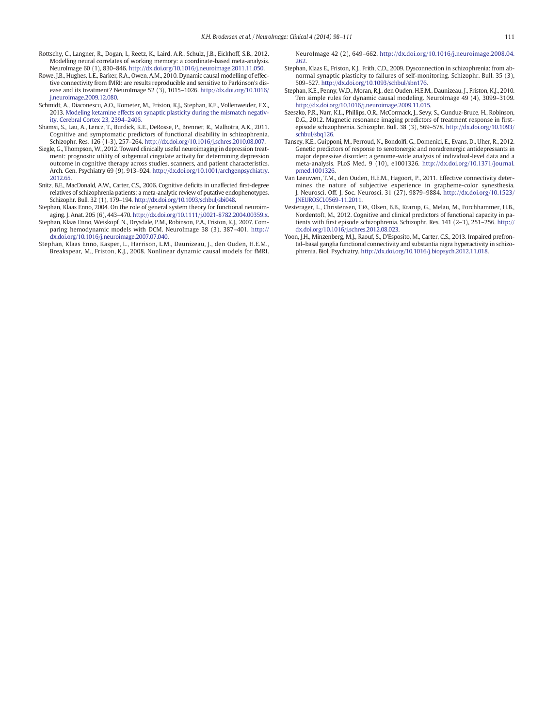Rottschy, C., Langner, R., Dogan, I., Reetz, K., Laird, A.R., Schulz, J.B., Eickhoff, S.B., 2012. Modelling neural correlates of working memory: a coordinate-based meta-analysis. NeuroImage 60 (1), 830–846. http://dx.doi.org/10.1016/j.neuroimage.2011.11.050.

Rowe, J.B., Hughes, L.E., Barker, R.A., Owen, A.M., 2010. Dynamic causal modelling of effective connectivity from fMRI: are results reproducible and sensitive to Parkinson's disease and its treatment? NeuroImage 52 (3), 1015–1026. http://dx.doi.org/10.1016/j.neuroimage.2009.12.080.

Schmidt, A., Diaconescu, A.O., Kometer, M., Friston, K.J., Stephan, K.E., Vollenweider, F.X., 2013. Modeling ketamine effects on synaptic plasticity during the mismatch negativity. Cerebral Cortex 23, 2394–2406.

Shamsi, S., Lau, A., Lencz, T., Burdick, K.E., DeRosse, P., Brenner, R., Malhotra, A.K., 2011. Cognitive and symptomatic predictors of functional disability in schizophrenia. Schizophr. Res. 126 (1-3), 257–264. http://dx.doi.org/10.1016/j.schres.2010.08.007.

Siegle, G., Thompson, W., 2012. Toward clinically useful neuroimaging in depression treatment: prognostic utility of subgenual cingulate activity for determining depression outcome in cognitive therapy across studies, scanners, and patient characteristics. Arch. Gen. Psychiatry 69 (9), 913–924. http://dx.doi.org/10.1001/archgenpsychiatry.2012.65.

Snitz, B.E., MacDonald, A.W., Carter, C.S., 2006. Cognitive deficits in unaffected first-degree relatives of schizophrenia patients: a meta-analytic review of putative endophenotypes. Schizophr. Bull. 32 (1), 179–194. http://dx.doi.org/10.1093/schbul/sbi048.

Stephan, Klaas Enno, 2004. On the role of general system theory for functional neuroimaging. J. Anat. 205 (6), 443–470. http://dx.doi.org/10.1111/j.0021-8782.2004.00359.x.

Stephan, Klaas Enno, Weiskopf, N., Drysdale, P.M., Robinson, P.A., Friston, K.J., 2007. Comparing hemodynamic models with DCM. NeuroImage 38 (3), 387–401. http://dx.doi.org/10.1016/j.neuroimage.2007.07.040.

Stephan, Klaas Enno, Kasper, L., Harrison, L.M., Daunizeau, J., den Ouden, H.E.M., Breakspear, M., Friston, K.J., 2008. Nonlinear dynamic causal models for fMRI. NeuroImage 42 (2), 649–662. http://dx.doi.org/10.1016/j.neuroimage.2008.04.262.

Stephan, Klaas E., Friston, K.J., Frith, C.D., 2009. Dysconnection in schizophrenia: from abnormal synaptic plasticity to failures of self-monitoring. Schizophr. Bull. 35 (3), 509–527. http://dx.doi.org/10.1093/schbul/sbn176.

Stephan, K.E., Penny, W.D., Moran, R.J., den Ouden, H.E.M., Daunizeau, J., Friston, K.J., 2010. Ten simple rules for dynamic causal modeling. NeuroImage 49 (4), 3099–3109. http://dx.doi.org/10.1016/j.neuroimage.2009.11.015.

Szeszko, P.R., Narr, K.L., Phillips, O.R., McCormack, J., Sevy, S., Gunduz-Bruce, H., Robinson, D.G., 2012. Magnetic resonance imaging predictors of treatment response in first-episode schizophrenia. Schizophr. Bull. 38 (3), 569–578. http://dx.doi.org/10.1093/schbul/sbq126.

Tansey, K.E., Guipponi, M., Perroud, N., Bondolfi, G., Domenici, E., Evans, D., Uher, R., 2012. Genetic predictors of response to serotonergic and noradrenergic antidepressants in major depressive disorder: a genome-wide analysis of individual-level data and a meta-analysis. PLoS Med. 9 (10), e1001326. http://dx.doi.org/10.1371/journal.pmed.1001326.

Van Leeuwen, T.M., den Ouden, H.E.M., Hagoort, P., 2011. Effective connectivity determines the nature of subjective experience in grapheme-color synesthesia. J. Neurosci. Off. J. Soc. Neurosci. 31 (27), 9879–9884. http://dx.doi.org/10.1523/JNEUROSCI.0569-11.2011.

Vesterager, L., Christensen, T.Ø., Olsen, B.B., Krarup, G., Melau, M., Forchhammer, H.B., Nordentoft, M., 2012. Cognitive and clinical predictors of functional capacity in patients with first episode schizophrenia. Schizophr. Res. 141 (2–3), 251–256. http://dx.doi.org/10.1016/j.schres.2012.08.023.

Yoon, J.H., Minzenberg, M.J., Raouf, S., D'Esposito, M., Carter, C.S., 2013. Impaired prefrontal–basal ganglia functional connectivity and substantia nigra hyperactivity in schizophrenia. Biol. Psychiatry. http://dx.doi.org/10.1016/j.biopsych.2012.11.018.